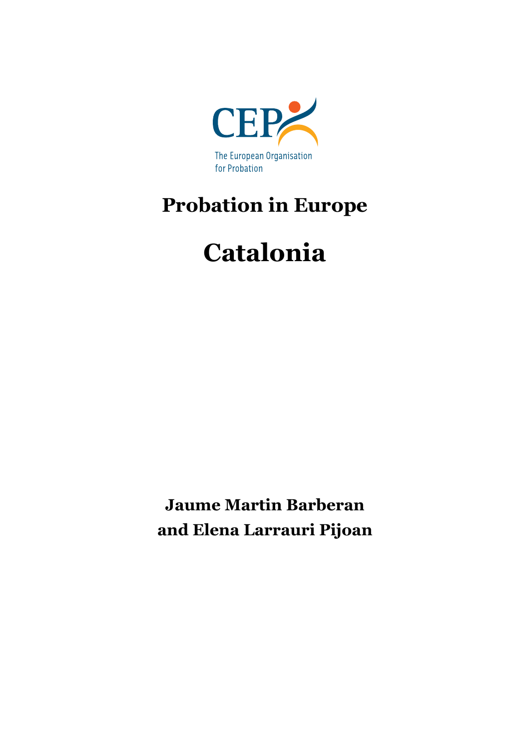CEP

The European Organisation for Probation

# Probation in Europe

# Catalonia

**Jaume Martin Barberan and Elena Larrauri Pijoan**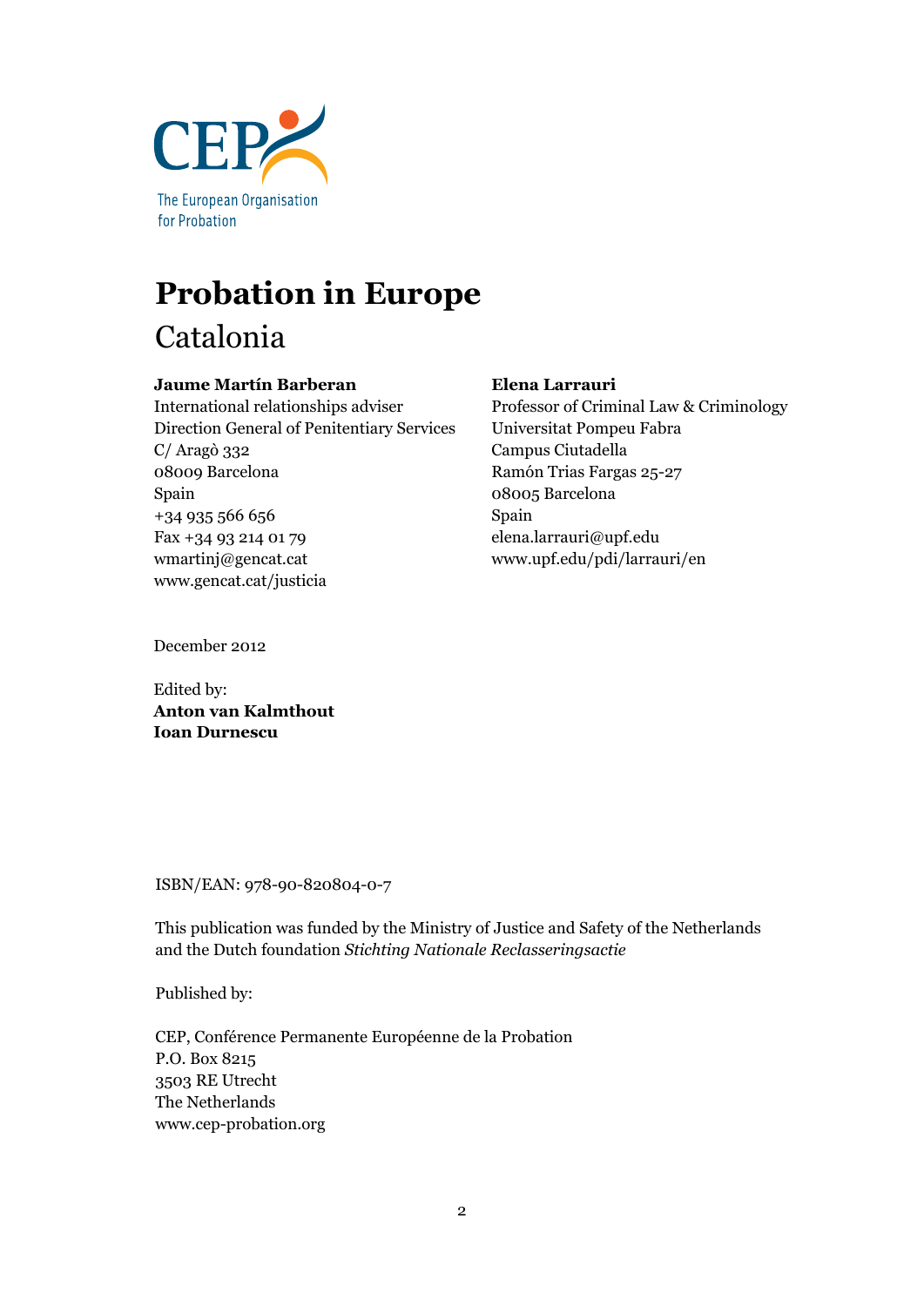CEP

The European Organisation for Probation

# Probation in Europe

## Catalonia

**Jaume Martín Barberan**
International relationships adviser
Direction General of Penitentiary Services
C/ Aragò 332
08009 Barcelona
Spain
+34 935 566 656
Fax +34 93 214 01 79
wmartinj@gencat.cat
www.gencat.cat/justicia

**Elena Larrauri**
Professor of Criminal Law & Criminology
Universitat Pompeu Fabra
Campus Ciutadella
Ramón Trias Fargas 25-27
08005 Barcelona
Spain
elena.larrauri@upf.edu
www.upf.edu/pdi/larrauri/en

December 2012

Edited by:
**Anton van Kalmthout**
**Ioan Durnescu**

ISBN/EAN: 978-90-820804-0-7

This publication was funded by the Ministry of Justice and Safety of the Netherlands and the Dutch foundation *Stichting Nationale Reclasseringsactie*

Published by:

CEP, Conférence Permanente Européenne de la Probation
P.O. Box 8215
3503 RE Utrecht
The Netherlands
www.cep-probation.org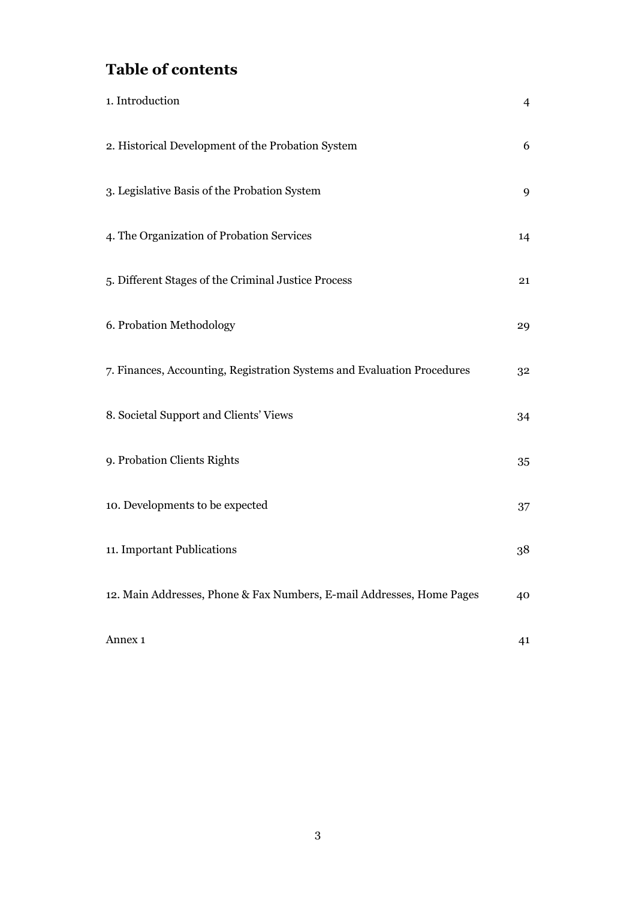# Table of contents

| | |
|---|---|
| 1. Introduction | 4 |
| 2. Historical Development of the Probation System | 6 |
| 3. Legislative Basis of the Probation System | 9 |
| 4. The Organization of Probation Services | 14 |
| 5. Different Stages of the Criminal Justice Process | 21 |
| 6. Probation Methodology | 29 |
| 7. Finances, Accounting, Registration Systems and Evaluation Procedures | 32 |
| 8. Societal Support and Clients' Views | 34 |
| 9. Probation Clients Rights | 35 |
| 10. Developments to be expected | 37 |
| 11. Important Publications | 38 |
| 12. Main Addresses, Phone & Fax Numbers, E-mail Addresses, Home Pages | 40 |
| Annex 1 | 41 |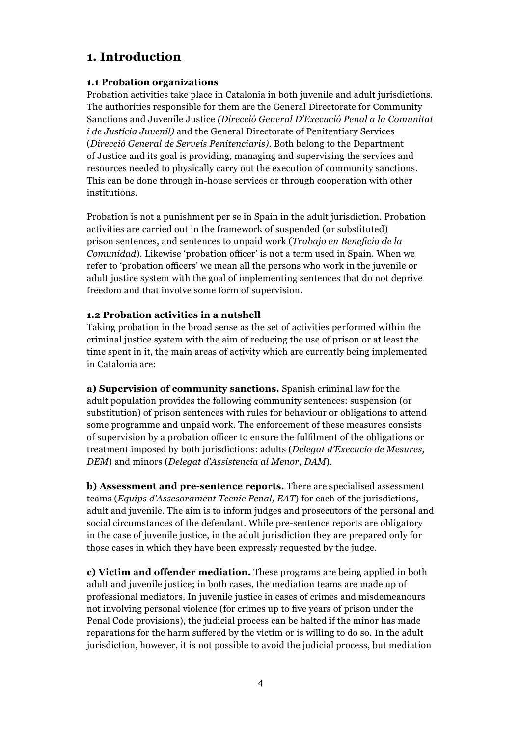# 1. Introduction

### 1.1 Probation organizations

Probation activities take place in Catalonia in both juvenile and adult jurisdictions. The authorities responsible for them are the General Directorate for Community Sanctions and Juvenile Justice *(Direcció General D'Execució Penal a la Comunitat i de Justícia Juvenil)* and the General Directorate of Penitentiary Services (*Direcció General de Serveis Penitenciaris).* Both belong to the Department of Justice and its goal is providing, managing and supervising the services and resources needed to physically carry out the execution of community sanctions. This can be done through in-house services or through cooperation with other institutions.

Probation is not a punishment per se in Spain in the adult jurisdiction. Probation activities are carried out in the framework of suspended (or substituted) prison sentences, and sentences to unpaid work (*Trabajo en Beneficio de la Comunidad*). Likewise 'probation officer' is not a term used in Spain. When we refer to 'probation officers' we mean all the persons who work in the juvenile or adult justice system with the goal of implementing sentences that do not deprive freedom and that involve some form of supervision.

### 1.2 Probation activities in a nutshell

Taking probation in the broad sense as the set of activities performed within the criminal justice system with the aim of reducing the use of prison or at least the time spent in it, the main areas of activity which are currently being implemented in Catalonia are:

**a) Supervision of community sanctions.** Spanish criminal law for the adult population provides the following community sentences: suspension (or substitution) of prison sentences with rules for behaviour or obligations to attend some programme and unpaid work. The enforcement of these measures consists of supervision by a probation officer to ensure the fulfilment of the obligations or treatment imposed by both jurisdictions: adults (*Delegat d'Execucio de Mesures, DEM*) and minors (*Delegat d'Assistencia al Menor, DAM*).

**b) Assessment and pre-sentence reports.** There are specialised assessment teams (*Equips d'Assesorament Tecnic Penal, EAT*) for each of the jurisdictions, adult and juvenile. The aim is to inform judges and prosecutors of the personal and social circumstances of the defendant. While pre-sentence reports are obligatory in the case of juvenile justice, in the adult jurisdiction they are prepared only for those cases in which they have been expressly requested by the judge.

**c) Victim and offender mediation.** These programs are being applied in both adult and juvenile justice; in both cases, the mediation teams are made up of professional mediators. In juvenile justice in cases of crimes and misdemeanours not involving personal violence (for crimes up to five years of prison under the Penal Code provisions), the judicial process can be halted if the minor has made reparations for the harm suffered by the victim or is willing to do so. In the adult jurisdiction, however, it is not possible to avoid the judicial process, but mediation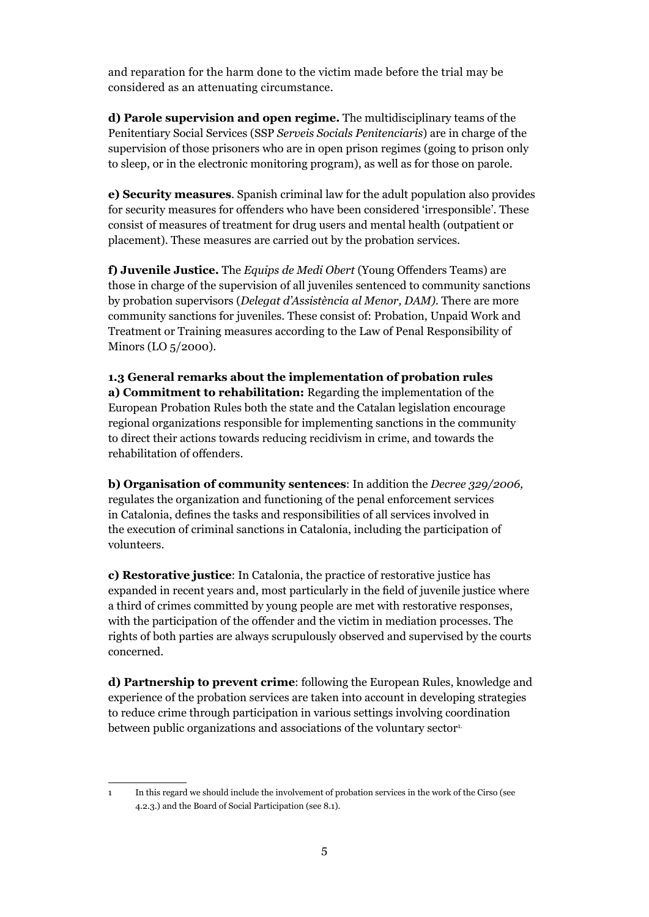and reparation for the harm done to the victim made before the trial may be considered as an attenuating circumstance.

**d) Parole supervision and open regime.** The multidisciplinary teams of the Penitentiary Social Services (SSP *Serveis Socials Penitenciaris*) are in charge of the supervision of those prisoners who are in open prison regimes (going to prison only to sleep, or in the electronic monitoring program), as well as for those on parole.

**e) Security measures**. Spanish criminal law for the adult population also provides for security measures for offenders who have been considered 'irresponsible'. These consist of measures of treatment for drug users and mental health (outpatient or placement). These measures are carried out by the probation services.

**f) Juvenile Justice.** The *Equips de Medi Obert* (Young Offenders Teams) are those in charge of the supervision of all juveniles sentenced to community sanctions by probation supervisors (*Delegat d'Assistència al Menor, DAM).* There are more community sanctions for juveniles. These consist of: Probation, Unpaid Work and Treatment or Training measures according to the Law of Penal Responsibility of Minors (LO 5/2000).

### 1.3 General remarks about the implementation of probation rules

**a) Commitment to rehabilitation:** Regarding the implementation of the European Probation Rules both the state and the Catalan legislation encourage regional organizations responsible for implementing sanctions in the community to direct their actions towards reducing recidivism in crime, and towards the rehabilitation of offenders.

**b) Organisation of community sentences**: In addition the *Decree 329/2006,* regulates the organization and functioning of the penal enforcement services in Catalonia, defines the tasks and responsibilities of all services involved in the execution of criminal sanctions in Catalonia, including the participation of volunteers.

**c) Restorative justice**: In Catalonia, the practice of restorative justice has expanded in recent years and, most particularly in the field of juvenile justice where a third of crimes committed by young people are met with restorative responses, with the participation of the offender and the victim in mediation processes. The rights of both parties are always scrupulously observed and supervised by the courts concerned.

**d) Partnership to prevent crime**: following the European Rules, knowledge and experience of the probation services are taken into account in developing strategies to reduce crime through participation in various settings involving coordination between public organizations and associations of the voluntary sector[1].

---

1 In this regard we should include the involvement of probation services in the work of the Cirso (see 4.2.3.) and the Board of Social Participation (see 8.1).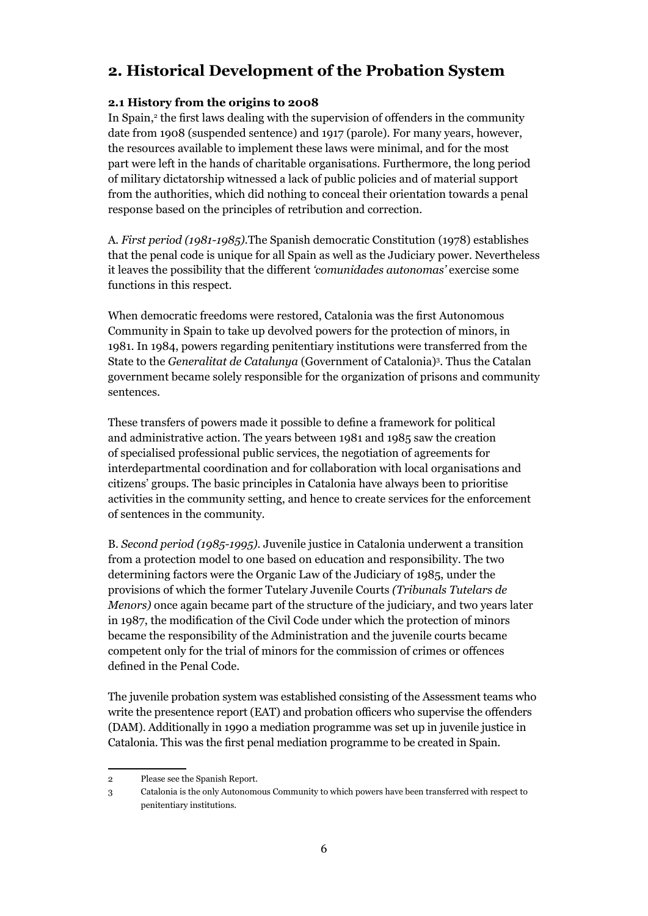## 2. Historical Development of the Probation System

### 2.1 History from the origins to 2008

In Spain,[2] the first laws dealing with the supervision of offenders in the community date from 1908 (suspended sentence) and 1917 (parole). For many years, however, the resources available to implement these laws were minimal, and for the most part were left in the hands of charitable organisations. Furthermore, the long period of military dictatorship witnessed a lack of public policies and of material support from the authorities, which did nothing to conceal their orientation towards a penal response based on the principles of retribution and correction.

A. *First period (1981-1985).*The Spanish democratic Constitution (1978) establishes that the penal code is unique for all Spain as well as the Judiciary power. Nevertheless it leaves the possibility that the different *'comunidades autonomas'* exercise some functions in this respect.

When democratic freedoms were restored, Catalonia was the first Autonomous Community in Spain to take up devolved powers for the protection of minors, in 1981. In 1984, powers regarding penitentiary institutions were transferred from the State to the *Generalitat de Catalunya* (Government of Catalonia)[3]. Thus the Catalan government became solely responsible for the organization of prisons and community sentences.

These transfers of powers made it possible to define a framework for political and administrative action. The years between 1981 and 1985 saw the creation of specialised professional public services, the negotiation of agreements for interdepartmental coordination and for collaboration with local organisations and citizens' groups. The basic principles in Catalonia have always been to prioritise activities in the community setting, and hence to create services for the enforcement of sentences in the community.

B. *Second period (1985-1995).* Juvenile justice in Catalonia underwent a transition from a protection model to one based on education and responsibility. The two determining factors were the Organic Law of the Judiciary of 1985, under the provisions of which the former Tutelary Juvenile Courts *(Tribunals Tutelars de Menors)* once again became part of the structure of the judiciary, and two years later in 1987, the modification of the Civil Code under which the protection of minors became the responsibility of the Administration and the juvenile courts became competent only for the trial of minors for the commission of crimes or offences defined in the Penal Code.

The juvenile probation system was established consisting of the Assessment teams who write the presentence report (EAT) and probation officers who supervise the offenders (DAM). Additionally in 1990 a mediation programme was set up in juvenile justice in Catalonia. This was the first penal mediation programme to be created in Spain.

---

2 Please see the Spanish Report.

3 Catalonia is the only Autonomous Community to which powers have been transferred with respect to penitentiary institutions.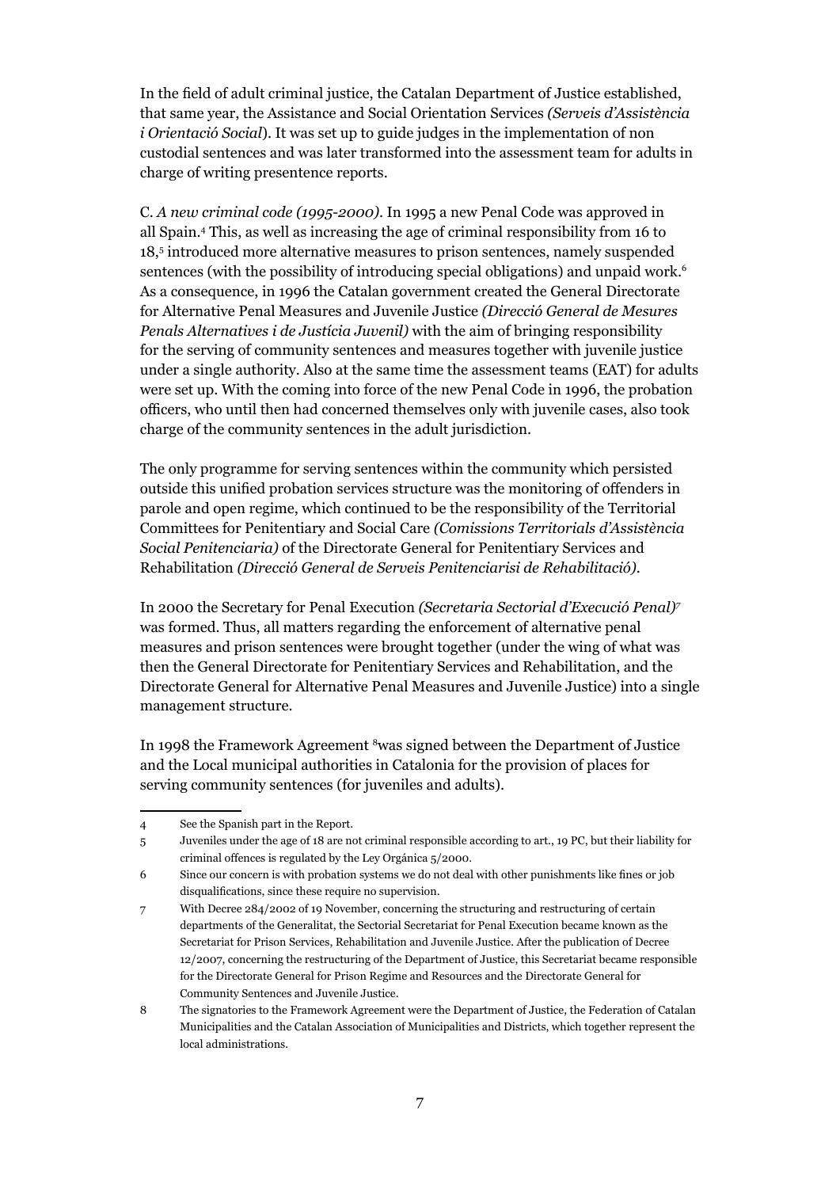In the field of adult criminal justice, the Catalan Department of Justice established, that same year, the Assistance and Social Orientation Services *(Serveis d'Assistència i Orientació Social*). It was set up to guide judges in the implementation of non custodial sentences and was later transformed into the assessment team for adults in charge of writing presentence reports.

C. *A new criminal code (1995-2000)*. In 1995 a new Penal Code was approved in all Spain.[4] This, as well as increasing the age of criminal responsibility from 16 to 18,[5] introduced more alternative measures to prison sentences, namely suspended sentences (with the possibility of introducing special obligations) and unpaid work.[6] As a consequence, in 1996 the Catalan government created the General Directorate for Alternative Penal Measures and Juvenile Justice *(Direcció General de Mesures Penals Alternatives i de Justícia Juvenil)* with the aim of bringing responsibility for the serving of community sentences and measures together with juvenile justice under a single authority. Also at the same time the assessment teams (EAT) for adults were set up. With the coming into force of the new Penal Code in 1996, the probation officers, who until then had concerned themselves only with juvenile cases, also took charge of the community sentences in the adult jurisdiction.

The only programme for serving sentences within the community which persisted outside this unified probation services structure was the monitoring of offenders in parole and open regime, which continued to be the responsibility of the Territorial Committees for Penitentiary and Social Care *(Comissions Territorials d'Assistència Social Penitenciaria)* of the Directorate General for Penitentiary Services and Rehabilitation *(Direcció General de Serveis Penitenciarisi de Rehabilitació)*.

In 2000 the Secretary for Penal Execution *(Secretaria Sectorial d'Execució Penal)*[7] was formed. Thus, all matters regarding the enforcement of alternative penal measures and prison sentences were brought together (under the wing of what was then the General Directorate for Penitentiary Services and Rehabilitation, and the Directorate General for Alternative Penal Measures and Juvenile Justice) into a single management structure.

In 1998 the Framework Agreement [8]was signed between the Department of Justice and the Local municipal authorities in Catalonia for the provision of places for serving community sentences (for juveniles and adults).

---

4 See the Spanish part in the Report.

5 Juveniles under the age of 18 are not criminal responsible according to art., 19 PC, but their liability for criminal offences is regulated by the Ley Orgánica 5/2000.

6 Since our concern is with probation systems we do not deal with other punishments like fines or job disqualifications, since these require no supervision.

7 With Decree 284/2002 of 19 November, concerning the structuring and restructuring of certain departments of the Generalitat, the Sectorial Secretariat for Penal Execution became known as the Secretariat for Prison Services, Rehabilitation and Juvenile Justice. After the publication of Decree 12/2007, concerning the restructuring of the Department of Justice, this Secretariat became responsible for the Directorate General for Prison Regime and Resources and the Directorate General for Community Sentences and Juvenile Justice.

8 The signatories to the Framework Agreement were the Department of Justice, the Federation of Catalan Municipalities and the Catalan Association of Municipalities and Districts, which together represent the local administrations.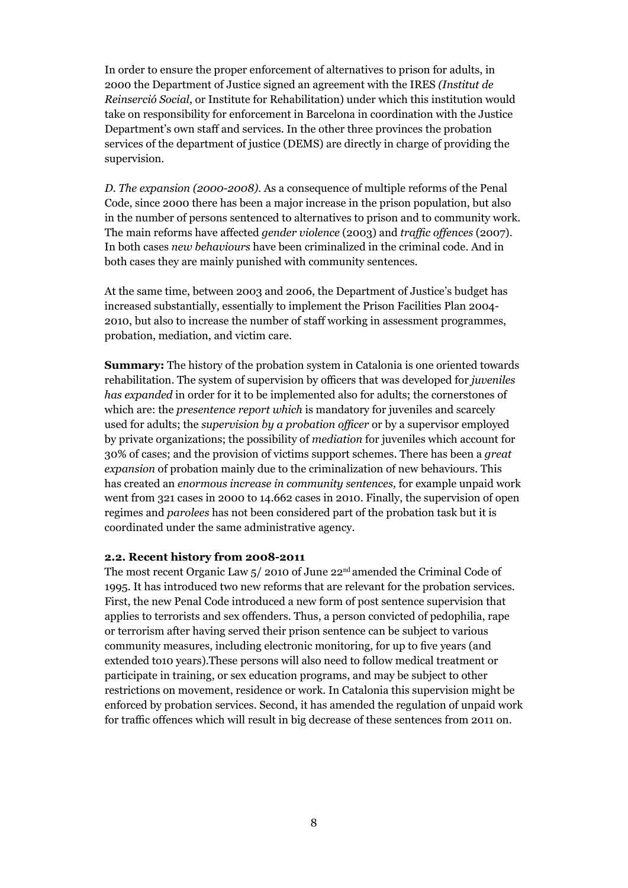In order to ensure the proper enforcement of alternatives to prison for adults, in 2000 the Department of Justice signed an agreement with the IRES *(Institut de Reinserció Social*, or Institute for Rehabilitation) under which this institution would take on responsibility for enforcement in Barcelona in coordination with the Justice Department's own staff and services. In the other three provinces the probation services of the department of justice (DEMS) are directly in charge of providing the supervision.

*D. The expansion (2000-2008).* As a consequence of multiple reforms of the Penal Code, since 2000 there has been a major increase in the prison population, but also in the number of persons sentenced to alternatives to prison and to community work. The main reforms have affected *gender violence* (2003) and *traffic offences* (2007). In both cases *new behaviours* have been criminalized in the criminal code. And in both cases they are mainly punished with community sentences.

At the same time, between 2003 and 2006, the Department of Justice's budget has increased substantially, essentially to implement the Prison Facilities Plan 2004-2010, but also to increase the number of staff working in assessment programmes, probation, mediation, and victim care.

**Summary:** The history of the probation system in Catalonia is one oriented towards rehabilitation. The system of supervision by officers that was developed for *juveniles has expanded* in order for it to be implemented also for adults; the cornerstones of which are: the *presentence report which* is mandatory for juveniles and scarcely used for adults; the *supervision by a probation officer* or by a supervisor employed by private organizations; the possibility of *mediation* for juveniles which account for 30% of cases; and the provision of victims support schemes. There has been a *great expansion* of probation mainly due to the criminalization of new behaviours. This has created an *enormous increase in community sentences,* for example unpaid work went from 321 cases in 2000 to 14.662 cases in 2010. Finally, the supervision of open regimes and *parolees* has not been considered part of the probation task but it is coordinated under the same administrative agency.

### 2.2. Recent history from 2008-2011

The most recent Organic Law 5/ 2010 of June 22nd amended the Criminal Code of 1995. It has introduced two new reforms that are relevant for the probation services. First, the new Penal Code introduced a new form of post sentence supervision that applies to terrorists and sex offenders. Thus, a person convicted of pedophilia, rape or terrorism after having served their prison sentence can be subject to various community measures, including electronic monitoring, for up to five years (and extended to10 years).These persons will also need to follow medical treatment or participate in training, or sex education programs, and may be subject to other restrictions on movement, residence or work. In Catalonia this supervision might be enforced by probation services. Second, it has amended the regulation of unpaid work for traffic offences which will result in big decrease of these sentences from 2011 on.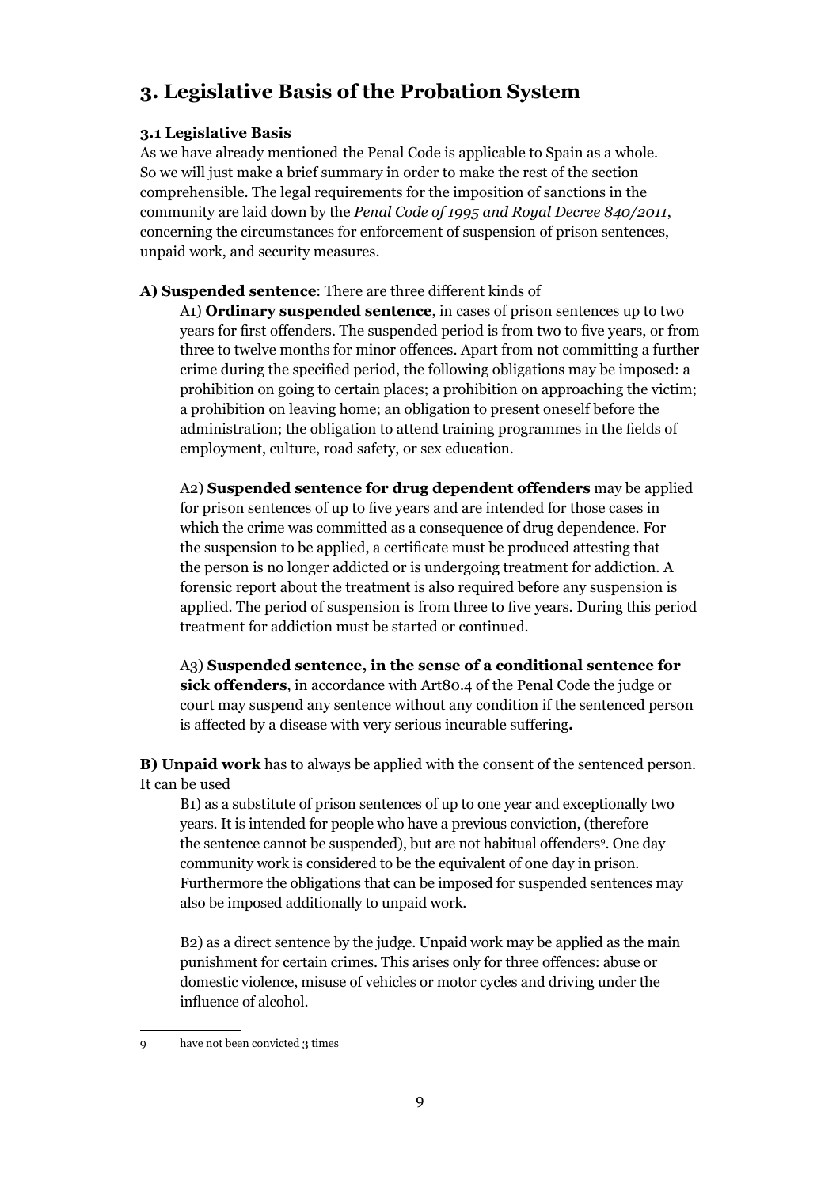## 3. Legislative Basis of the Probation System

### 3.1 Legislative Basis

As we have already mentioned the Penal Code is applicable to Spain as a whole. So we will just make a brief summary in order to make the rest of the section comprehensible. The legal requirements for the imposition of sanctions in the community are laid down by the *Penal Code of 1995 and Royal Decree 840/2011*, concerning the circumstances for enforcement of suspension of prison sentences, unpaid work, and security measures.

**A) Suspended sentence**: There are three different kinds of

A1) **Ordinary suspended sentence**, in cases of prison sentences up to two years for first offenders. The suspended period is from two to five years, or from three to twelve months for minor offences. Apart from not committing a further crime during the specified period, the following obligations may be imposed: a prohibition on going to certain places; a prohibition on approaching the victim; a prohibition on leaving home; an obligation to present oneself before the administration; the obligation to attend training programmes in the fields of employment, culture, road safety, or sex education.

A2) **Suspended sentence for drug dependent offenders** may be applied for prison sentences of up to five years and are intended for those cases in which the crime was committed as a consequence of drug dependence. For the suspension to be applied, a certificate must be produced attesting that the person is no longer addicted or is undergoing treatment for addiction. A forensic report about the treatment is also required before any suspension is applied. The period of suspension is from three to five years. During this period treatment for addiction must be started or continued.

A3) **Suspended sentence, in the sense of a conditional sentence for sick offenders**, in accordance with Art80.4 of the Penal Code the judge or court may suspend any sentence without any condition if the sentenced person is affected by a disease with very serious incurable suffering**.**

**B) Unpaid work** has to always be applied with the consent of the sentenced person. It can be used

B1) as a substitute of prison sentences of up to one year and exceptionally two years. It is intended for people who have a previous conviction, (therefore the sentence cannot be suspended), but are not habitual offenders[9]. One day community work is considered to be the equivalent of one day in prison. Furthermore the obligations that can be imposed for suspended sentences may also be imposed additionally to unpaid work.

B2) as a direct sentence by the judge. Unpaid work may be applied as the main punishment for certain crimes. This arises only for three offences: abuse or domestic violence, misuse of vehicles or motor cycles and driving under the influence of alcohol.

---

9 have not been convicted 3 times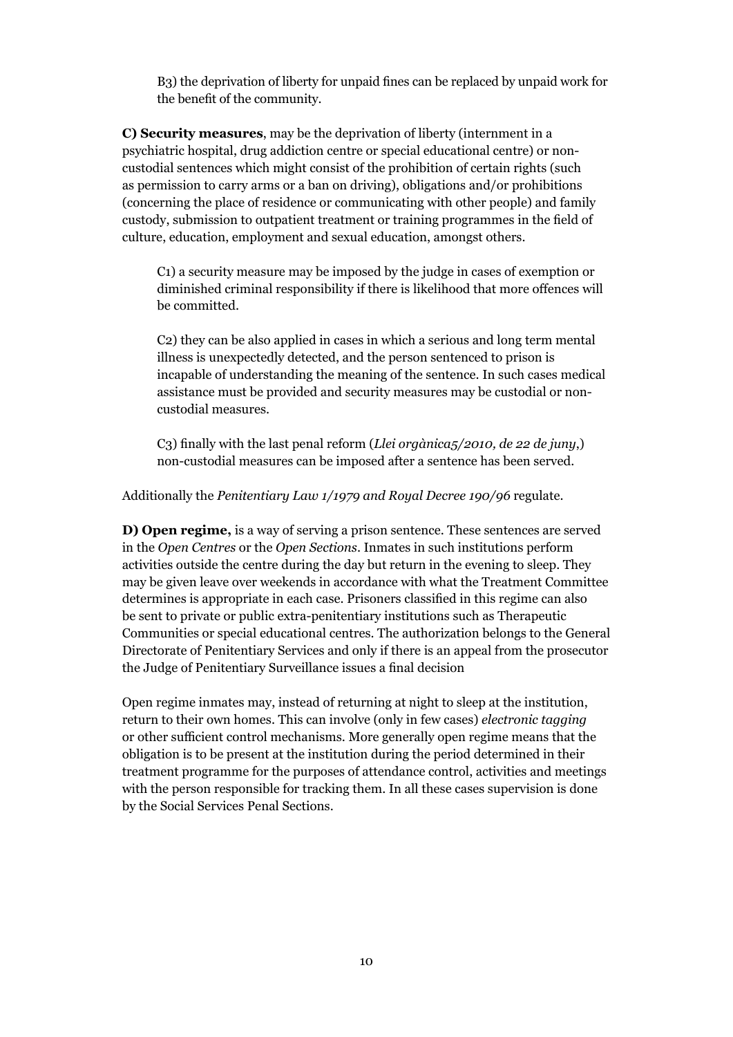B3) the deprivation of liberty for unpaid fines can be replaced by unpaid work for the benefit of the community.

**C) Security measures**, may be the deprivation of liberty (internment in a psychiatric hospital, drug addiction centre or special educational centre) or non-custodial sentences which might consist of the prohibition of certain rights (such as permission to carry arms or a ban on driving), obligations and/or prohibitions (concerning the place of residence or communicating with other people) and family custody, submission to outpatient treatment or training programmes in the field of culture, education, employment and sexual education, amongst others.

C1) a security measure may be imposed by the judge in cases of exemption or diminished criminal responsibility if there is likelihood that more offences will be committed.

C2) they can be also applied in cases in which a serious and long term mental illness is unexpectedly detected, and the person sentenced to prison is incapable of understanding the meaning of the sentence. In such cases medical assistance must be provided and security measures may be custodial or non-custodial measures.

C3) finally with the last penal reform (*Llei orgànica5/2010, de 22 de juny*,) non-custodial measures can be imposed after a sentence has been served.

Additionally the *Penitentiary Law 1/1979 and Royal Decree 190/96* regulate.

**D) Open regime,** is a way of serving a prison sentence. These sentences are served in the *Open Centres* or the *Open Sections*. Inmates in such institutions perform activities outside the centre during the day but return in the evening to sleep. They may be given leave over weekends in accordance with what the Treatment Committee determines is appropriate in each case. Prisoners classified in this regime can also be sent to private or public extra-penitentiary institutions such as Therapeutic Communities or special educational centres. The authorization belongs to the General Directorate of Penitentiary Services and only if there is an appeal from the prosecutor the Judge of Penitentiary Surveillance issues a final decision

Open regime inmates may, instead of returning at night to sleep at the institution, return to their own homes. This can involve (only in few cases) *electronic tagging* or other sufficient control mechanisms. More generally open regime means that the obligation is to be present at the institution during the period determined in their treatment programme for the purposes of attendance control, activities and meetings with the person responsible for tracking them. In all these cases supervision is done by the Social Services Penal Sections.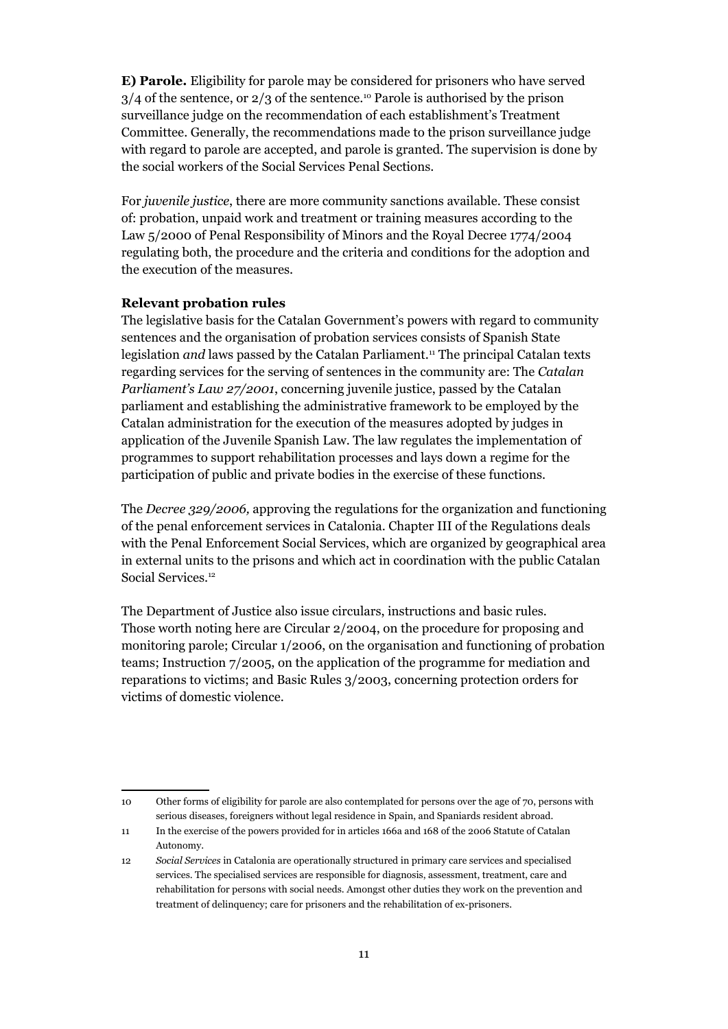**E) Parole.** Eligibility for parole may be considered for prisoners who have served 3/4 of the sentence, or 2/3 of the sentence.[10] Parole is authorised by the prison surveillance judge on the recommendation of each establishment's Treatment Committee. Generally, the recommendations made to the prison surveillance judge with regard to parole are accepted, and parole is granted. The supervision is done by the social workers of the Social Services Penal Sections.

For *juvenile justice*, there are more community sanctions available. These consist of: probation, unpaid work and treatment or training measures according to the Law 5/2000 of Penal Responsibility of Minors and the Royal Decree 1774/2004 regulating both, the procedure and the criteria and conditions for the adoption and the execution of the measures.

**Relevant probation rules**

The legislative basis for the Catalan Government's powers with regard to community sentences and the organisation of probation services consists of Spanish State legislation *and* laws passed by the Catalan Parliament.[11] The principal Catalan texts regarding services for the serving of sentences in the community are: The *Catalan Parliament's Law 27/2001*, concerning juvenile justice, passed by the Catalan parliament and establishing the administrative framework to be employed by the Catalan administration for the execution of the measures adopted by judges in application of the Juvenile Spanish Law. The law regulates the implementation of programmes to support rehabilitation processes and lays down a regime for the participation of public and private bodies in the exercise of these functions.

The *Decree 329/2006,* approving the regulations for the organization and functioning of the penal enforcement services in Catalonia. Chapter III of the Regulations deals with the Penal Enforcement Social Services, which are organized by geographical area in external units to the prisons and which act in coordination with the public Catalan Social Services.[12]

The Department of Justice also issue circulars, instructions and basic rules. Those worth noting here are Circular 2/2004, on the procedure for proposing and monitoring parole; Circular 1/2006, on the organisation and functioning of probation teams; Instruction 7/2005, on the application of the programme for mediation and reparations to victims; and Basic Rules 3/2003, concerning protection orders for victims of domestic violence.

---

10 Other forms of eligibility for parole are also contemplated for persons over the age of 70, persons with serious diseases, foreigners without legal residence in Spain, and Spaniards resident abroad.

11 In the exercise of the powers provided for in articles 166a and 168 of the 2006 Statute of Catalan Autonomy.

12 *Social Services* in Catalonia are operationally structured in primary care services and specialised services. The specialised services are responsible for diagnosis, assessment, treatment, care and rehabilitation for persons with social needs. Amongst other duties they work on the prevention and treatment of delinquency; care for prisoners and the rehabilitation of ex-prisoners.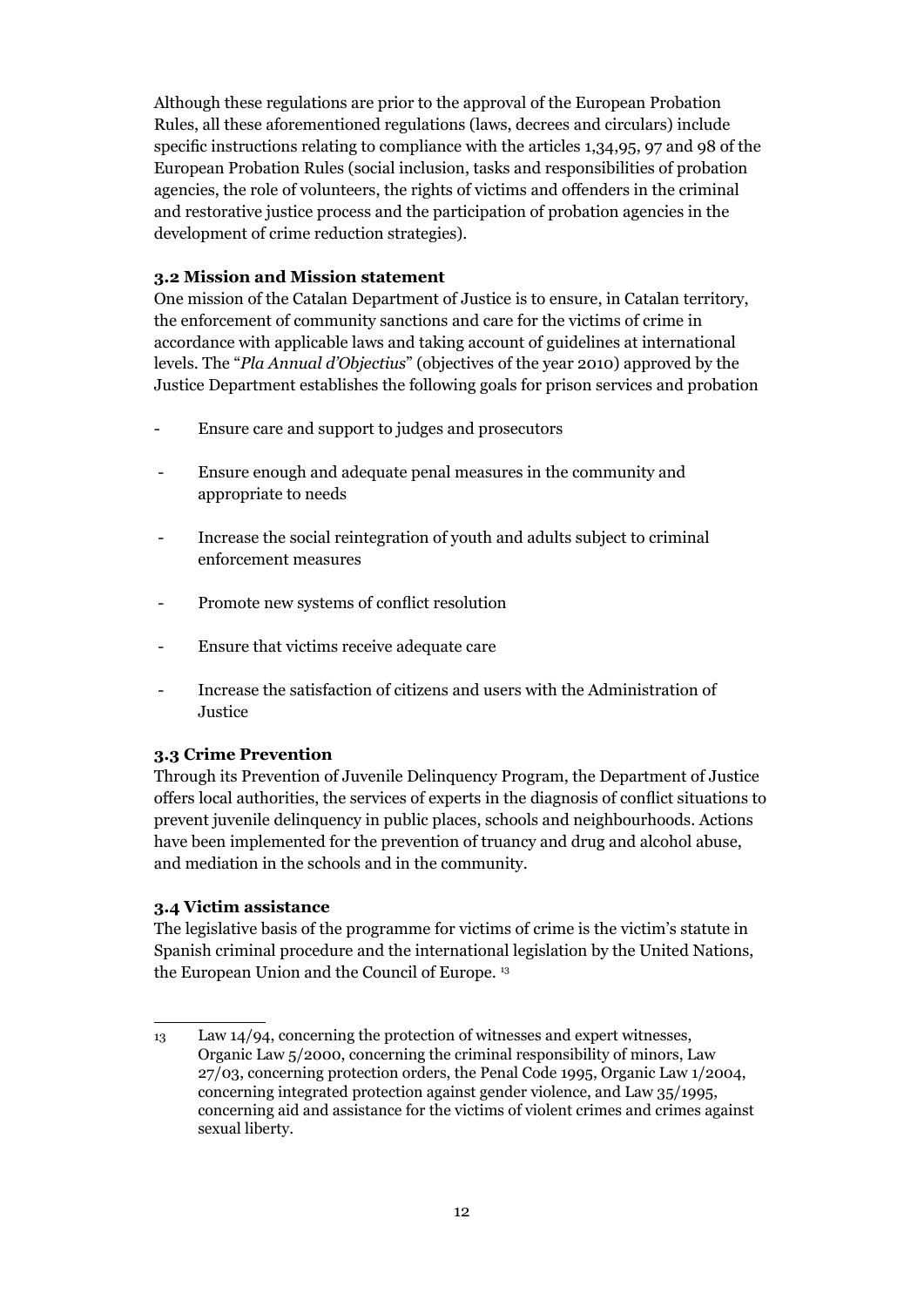Although these regulations are prior to the approval of the European Probation Rules, all these aforementioned regulations (laws, decrees and circulars) include specific instructions relating to compliance with the articles 1,34,95, 97 and 98 of the European Probation Rules (social inclusion, tasks and responsibilities of probation agencies, the role of volunteers, the rights of victims and offenders in the criminal and restorative justice process and the participation of probation agencies in the development of crime reduction strategies).

### 3.2 Mission and Mission statement

One mission of the Catalan Department of Justice is to ensure, in Catalan territory, the enforcement of community sanctions and care for the victims of crime in accordance with applicable laws and taking account of guidelines at international levels. The "*Pla Annual d'Objectius*" (objectives of the year 2010) approved by the Justice Department establishes the following goals for prison services and probation

- Ensure care and support to judges and prosecutors
- Ensure enough and adequate penal measures in the community and appropriate to needs
- Increase the social reintegration of youth and adults subject to criminal enforcement measures
- Promote new systems of conflict resolution
- Ensure that victims receive adequate care
- Increase the satisfaction of citizens and users with the Administration of Justice

### 3.3 Crime Prevention

Through its Prevention of Juvenile Delinquency Program, the Department of Justice offers local authorities, the services of experts in the diagnosis of conflict situations to prevent juvenile delinquency in public places, schools and neighbourhoods. Actions have been implemented for the prevention of truancy and drug and alcohol abuse, and mediation in the schools and in the community.

### 3.4 Victim assistance

The legislative basis of the programme for victims of crime is the victim's statute in Spanish criminal procedure and the international legislation by the United Nations, the European Union and the Council of Europe. [13]

---

[13] Law 14/94, concerning the protection of witnesses and expert witnesses, Organic Law 5/2000, concerning the criminal responsibility of minors, Law 27/03, concerning protection orders, the Penal Code 1995, Organic Law 1/2004, concerning integrated protection against gender violence, and Law 35/1995, concerning aid and assistance for the victims of violent crimes and crimes against sexual liberty.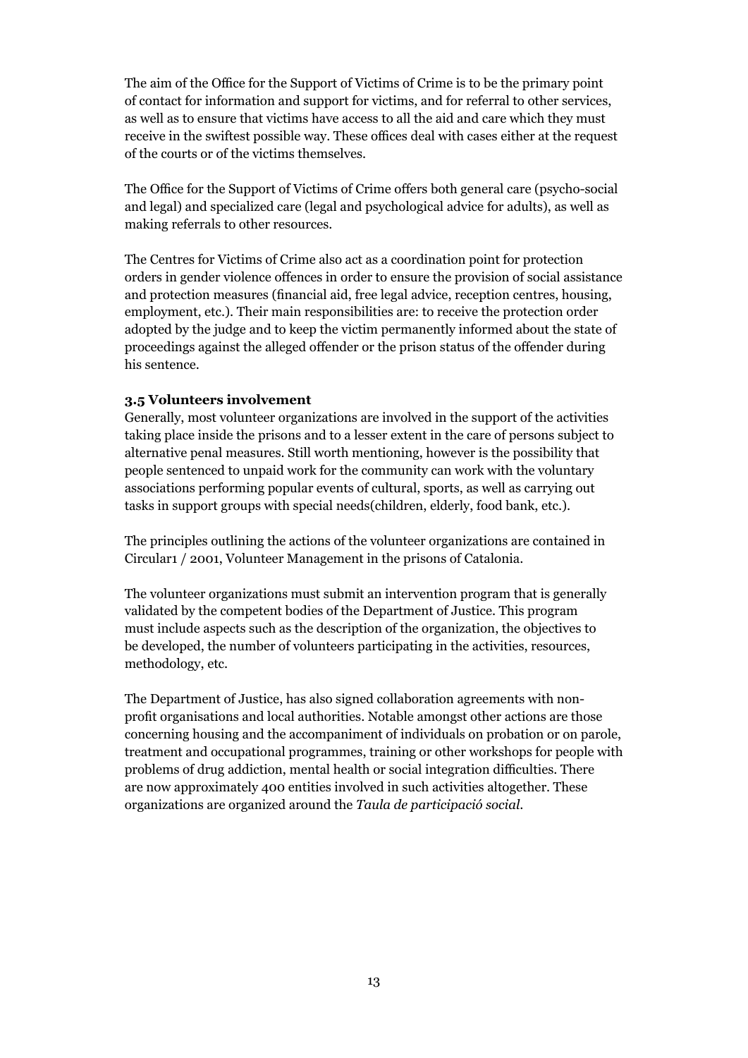The aim of the Office for the Support of Victims of Crime is to be the primary point of contact for information and support for victims, and for referral to other services, as well as to ensure that victims have access to all the aid and care which they must receive in the swiftest possible way. These offices deal with cases either at the request of the courts or of the victims themselves.

The Office for the Support of Victims of Crime offers both general care (psycho-social and legal) and specialized care (legal and psychological advice for adults), as well as making referrals to other resources.

The Centres for Victims of Crime also act as a coordination point for protection orders in gender violence offences in order to ensure the provision of social assistance and protection measures (financial aid, free legal advice, reception centres, housing, employment, etc.). Their main responsibilities are: to receive the protection order adopted by the judge and to keep the victim permanently informed about the state of proceedings against the alleged offender or the prison status of the offender during his sentence.

### 3.5 Volunteers involvement

Generally, most volunteer organizations are involved in the support of the activities taking place inside the prisons and to a lesser extent in the care of persons subject to alternative penal measures. Still worth mentioning, however is the possibility that people sentenced to unpaid work for the community can work with the voluntary associations performing popular events of cultural, sports, as well as carrying out tasks in support groups with special needs(children, elderly, food bank, etc.).

The principles outlining the actions of the volunteer organizations are contained in Circular1 / 2001, Volunteer Management in the prisons of Catalonia.

The volunteer organizations must submit an intervention program that is generally validated by the competent bodies of the Department of Justice. This program must include aspects such as the description of the organization, the objectives to be developed, the number of volunteers participating in the activities, resources, methodology, etc.

The Department of Justice, has also signed collaboration agreements with non-profit organisations and local authorities. Notable amongst other actions are those concerning housing and the accompaniment of individuals on probation or on parole, treatment and occupational programmes, training or other workshops for people with problems of drug addiction, mental health or social integration difficulties. There are now approximately 400 entities involved in such activities altogether. These organizations are organized around the *Taula de participació social.*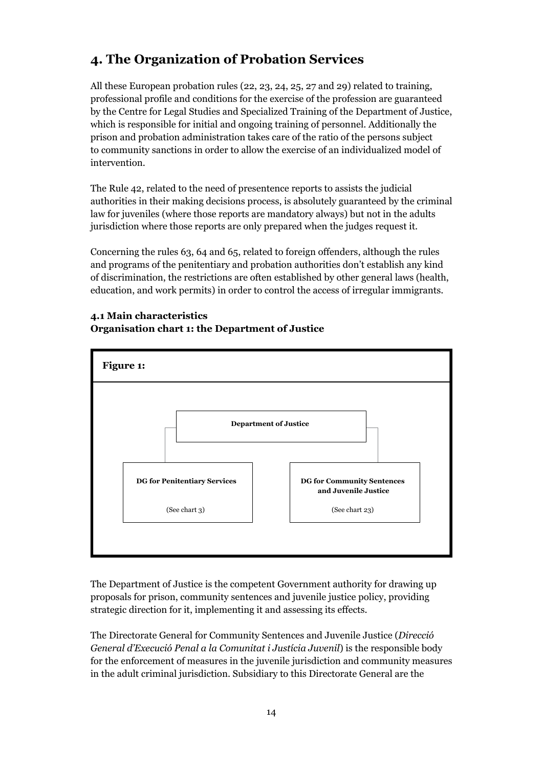## 4. The Organization of Probation Services

All these European probation rules (22, 23, 24, 25, 27 and 29) related to training, professional profile and conditions for the exercise of the profession are guaranteed by the Centre for Legal Studies and Specialized Training of the Department of Justice, which is responsible for initial and ongoing training of personnel. Additionally the prison and probation administration takes care of the ratio of the persons subject to community sanctions in order to allow the exercise of an individualized model of intervention.

The Rule 42, related to the need of presentence reports to assists the judicial authorities in their making decisions process, is absolutely guaranteed by the criminal law for juveniles (where those reports are mandatory always) but not in the adults jurisdiction where those reports are only prepared when the judges request it.

Concerning the rules 63, 64 and 65, related to foreign offenders, although the rules and programs of the penitentiary and probation authorities don't establish any kind of discrimination, the restrictions are often established by other general laws (health, education, and work permits) in order to control the access of irregular immigrants.

### 4.1 Main characteristics

**Organisation chart 1: the Department of Justice**

**Figure 1:**

- **Department of Justice**
  - **DG for Penitentiary Services** (See chart 3)
  - **DG for Community Sentences and Juvenile Justice** (See chart 23)

The Department of Justice is the competent Government authority for drawing up proposals for prison, community sentences and juvenile justice policy, providing strategic direction for it, implementing it and assessing its effects.

The Directorate General for Community Sentences and Juvenile Justice (*Direcció General d'Execució Penal a la Comunitat i Justícia Juvenil*) is the responsible body for the enforcement of measures in the juvenile jurisdiction and community measures in the adult criminal jurisdiction. Subsidiary to this Directorate General are the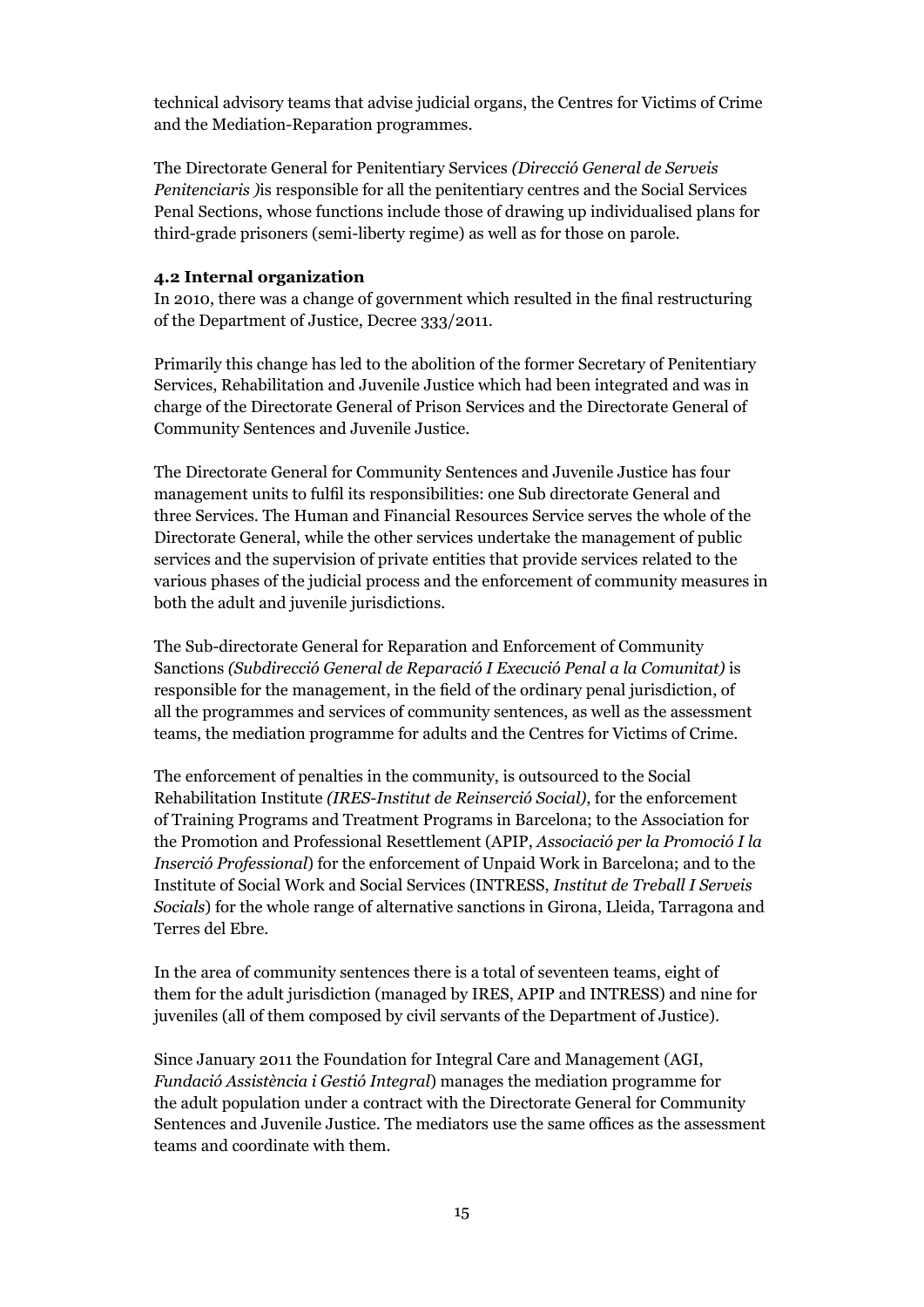technical advisory teams that advise judicial organs, the Centres for Victims of Crime and the Mediation-Reparation programmes.

The Directorate General for Penitentiary Services *(Direcció General de Serveis Penitenciaris )*is responsible for all the penitentiary centres and the Social Services Penal Sections, whose functions include those of drawing up individualised plans for third-grade prisoners (semi-liberty regime) as well as for those on parole.

### 4.2 Internal organization

In 2010, there was a change of government which resulted in the final restructuring of the Department of Justice, Decree 333/2011.

Primarily this change has led to the abolition of the former Secretary of Penitentiary Services, Rehabilitation and Juvenile Justice which had been integrated and was in charge of the Directorate General of Prison Services and the Directorate General of Community Sentences and Juvenile Justice.

The Directorate General for Community Sentences and Juvenile Justice has four management units to fulfil its responsibilities: one Sub directorate General and three Services. The Human and Financial Resources Service serves the whole of the Directorate General, while the other services undertake the management of public services and the supervision of private entities that provide services related to the various phases of the judicial process and the enforcement of community measures in both the adult and juvenile jurisdictions.

The Sub-directorate General for Reparation and Enforcement of Community Sanctions *(Subdirecció General de Reparació I Execució Penal a la Comunitat)* is responsible for the management, in the field of the ordinary penal jurisdiction, of all the programmes and services of community sentences, as well as the assessment teams, the mediation programme for adults and the Centres for Victims of Crime.

The enforcement of penalties in the community, is outsourced to the Social Rehabilitation Institute *(IRES-Institut de Reinserció Social)*, for the enforcement of Training Programs and Treatment Programs in Barcelona; to the Association for the Promotion and Professional Resettlement (APIP, *Associació per la Promoció I la Inserció Professional*) for the enforcement of Unpaid Work in Barcelona; and to the Institute of Social Work and Social Services (INTRESS, *Institut de Treball I Serveis Socials*) for the whole range of alternative sanctions in Girona, Lleida, Tarragona and Terres del Ebre.

In the area of community sentences there is a total of seventeen teams, eight of them for the adult jurisdiction (managed by IRES, APIP and INTRESS) and nine for juveniles (all of them composed by civil servants of the Department of Justice).

Since January 2011 the Foundation for Integral Care and Management (AGI, *Fundació Assistència i Gestió Integral*) manages the mediation programme for the adult population under a contract with the Directorate General for Community Sentences and Juvenile Justice. The mediators use the same offices as the assessment teams and coordinate with them.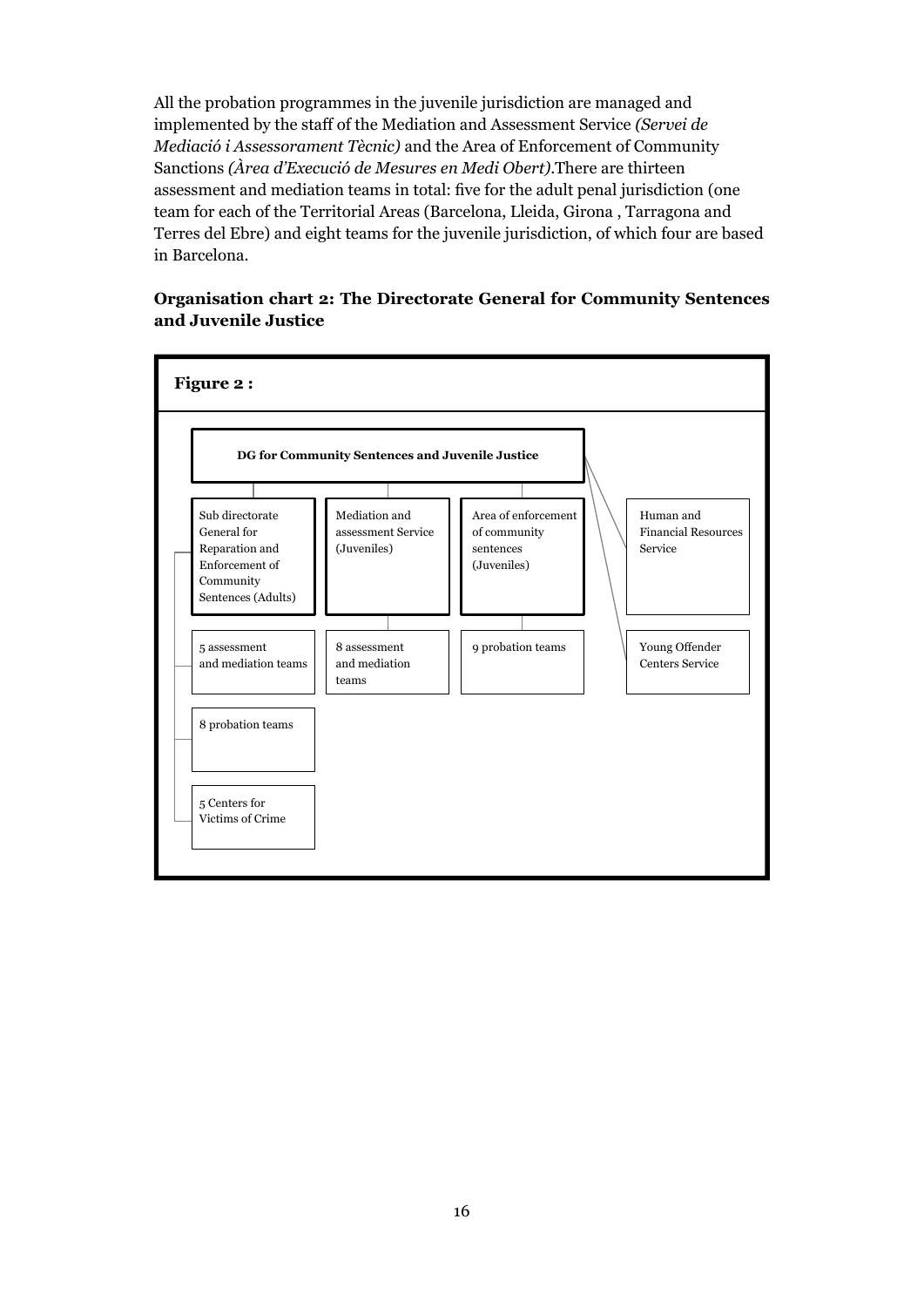All the probation programmes in the juvenile jurisdiction are managed and implemented by the staff of the Mediation and Assessment Service *(Servei de Mediació i Assessorament Tècnic)* and the Area of Enforcement of Community Sanctions *(Àrea d'Execució de Mesures en Medi Obert)*.There are thirteen assessment and mediation teams in total: five for the adult penal jurisdiction (one team for each of the Territorial Areas (Barcelona, Lleida, Girona , Tarragona and Terres del Ebre) and eight teams for the juvenile jurisdiction, of which four are based in Barcelona.

**Organisation chart 2: The Directorate General for Community Sentences and Juvenile Justice**

**Figure 2 :**

**DG for Community Sentences and Juvenile Justice**

- Sub directorate General for Reparation and Enforcement of Community Sentences (Adults)
  - 5 assessment and mediation teams
  - 8 probation teams
  - 5 Centers for Victims of Crime
- Mediation and assessment Service (Juveniles)
  - 8 assessment and mediation teams
- Area of enforcement of community sentences (Juveniles)
  - 9 probation teams
- Human and Financial Resources Service
- Young Offender Centers Service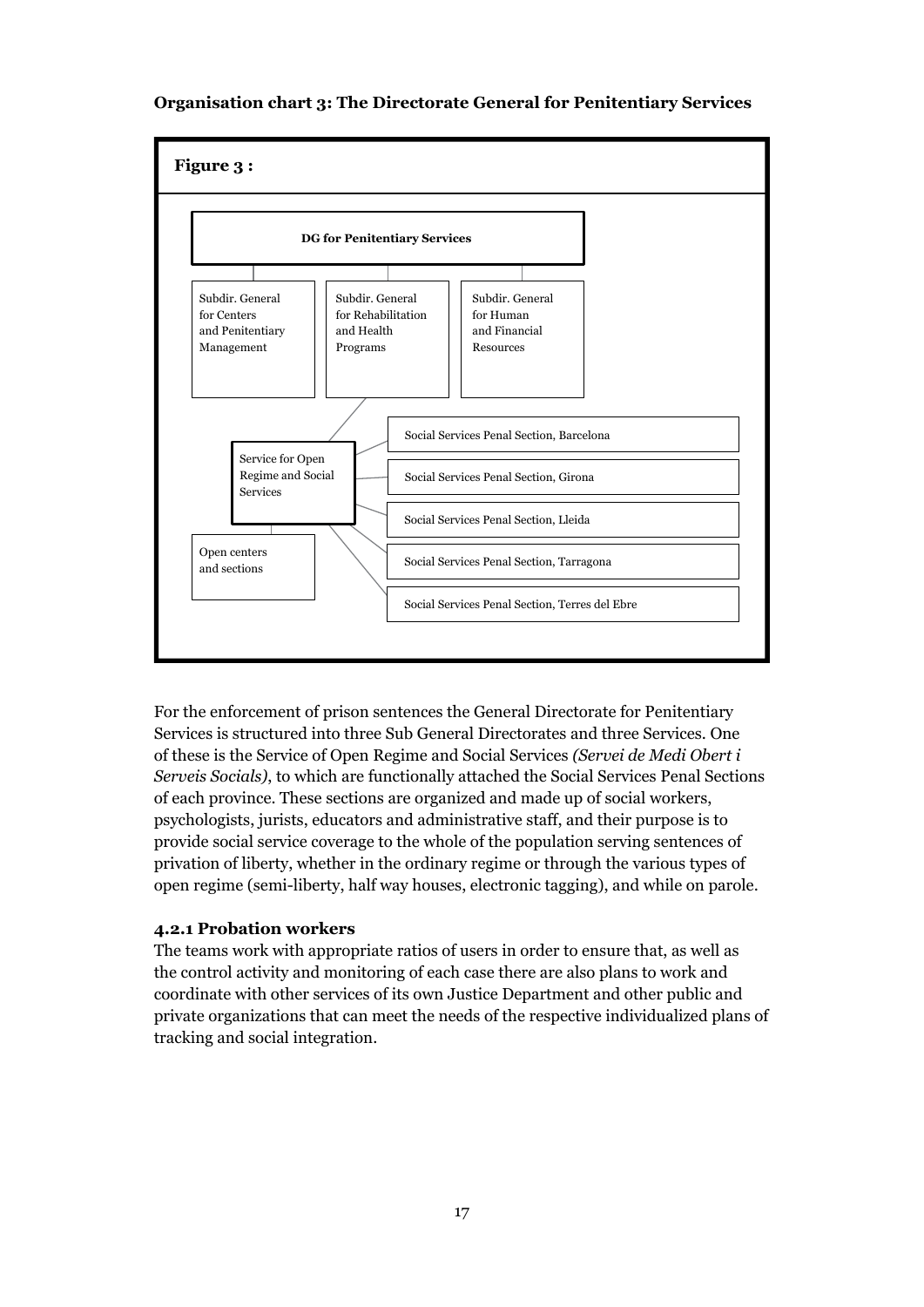**Organisation chart 3: The Directorate General for Penitentiary Services**

**Figure 3 :**

**DG for Penitentiary Services**

- Subdir. General for Centers and Penitentiary Management
- Subdir. General for Rehabilitation and Health Programs
  - Service for Open Regime and Social Services
    - Open centers and sections
    - Social Services Penal Section, Barcelona
    - Social Services Penal Section, Girona
    - Social Services Penal Section, Lleida
    - Social Services Penal Section, Tarragona
    - Social Services Penal Section, Terres del Ebre
- Subdir. General for Human and Financial Resources

For the enforcement of prison sentences the General Directorate for Penitentiary Services is structured into three Sub General Directorates and three Services. One of these is the Service of Open Regime and Social Services *(Servei de Medi Obert i Serveis Socials)*, to which are functionally attached the Social Services Penal Sections of each province. These sections are organized and made up of social workers, psychologists, jurists, educators and administrative staff, and their purpose is to provide social service coverage to the whole of the population serving sentences of privation of liberty, whether in the ordinary regime or through the various types of open regime (semi-liberty, half way houses, electronic tagging), and while on parole.

### 4.2.1 Probation workers

The teams work with appropriate ratios of users in order to ensure that, as well as the control activity and monitoring of each case there are also plans to work and coordinate with other services of its own Justice Department and other public and private organizations that can meet the needs of the respective individualized plans of tracking and social integration.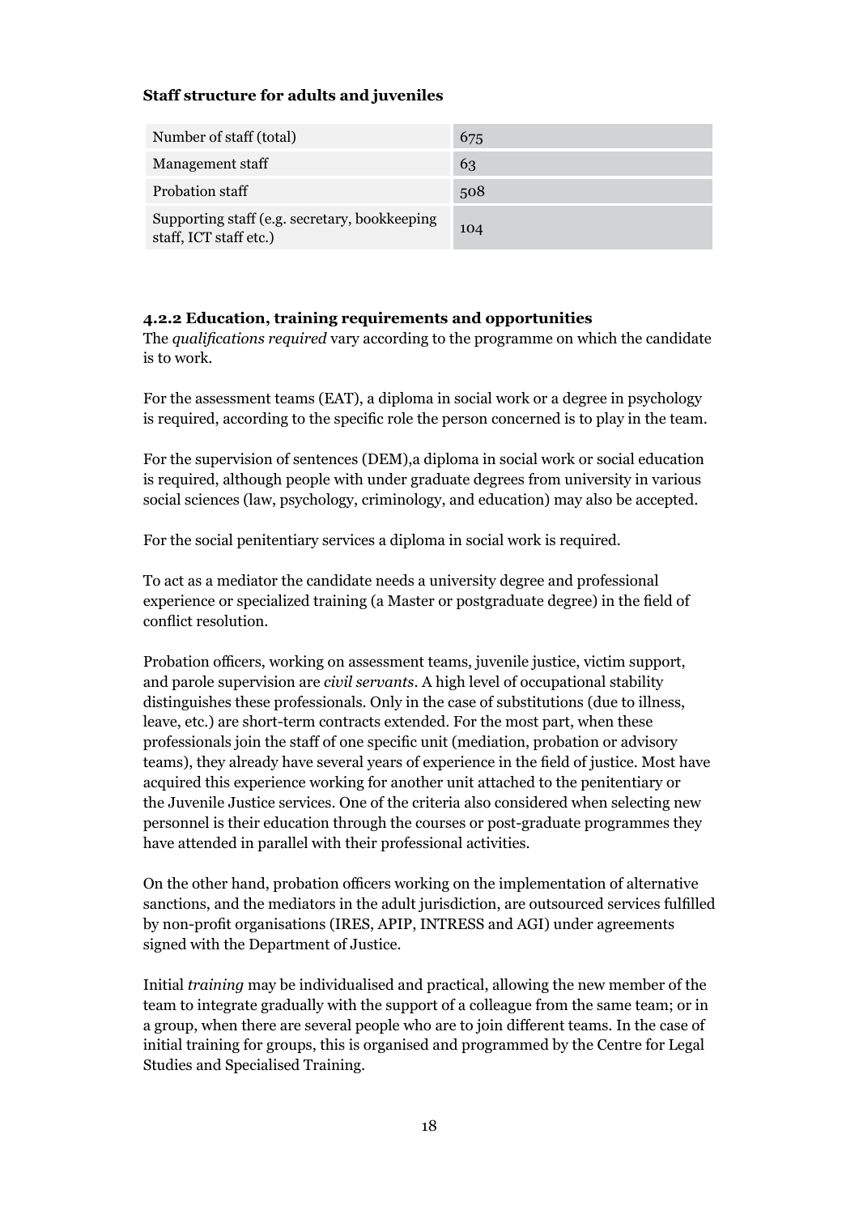**Staff structure for adults and juveniles**

| | |
|---|---|
| Number of staff (total) | 675 |
| Management staff | 63 |
| Probation staff | 508 |
| Supporting staff (e.g. secretary, bookkeeping staff, ICT staff etc.) | 104 |

#### 4.2.2 Education, training requirements and opportunities

The *qualifications required* vary according to the programme on which the candidate is to work.

For the assessment teams (EAT), a diploma in social work or a degree in psychology is required, according to the specific role the person concerned is to play in the team.

For the supervision of sentences (DEM),a diploma in social work or social education is required, although people with under graduate degrees from university in various social sciences (law, psychology, criminology, and education) may also be accepted.

For the social penitentiary services a diploma in social work is required.

To act as a mediator the candidate needs a university degree and professional experience or specialized training (a Master or postgraduate degree) in the field of conflict resolution.

Probation officers, working on assessment teams, juvenile justice, victim support, and parole supervision are *civil servants*. A high level of occupational stability distinguishes these professionals. Only in the case of substitutions (due to illness, leave, etc.) are short-term contracts extended. For the most part, when these professionals join the staff of one specific unit (mediation, probation or advisory teams), they already have several years of experience in the field of justice. Most have acquired this experience working for another unit attached to the penitentiary or the Juvenile Justice services. One of the criteria also considered when selecting new personnel is their education through the courses or post-graduate programmes they have attended in parallel with their professional activities.

On the other hand, probation officers working on the implementation of alternative sanctions, and the mediators in the adult jurisdiction, are outsourced services fulfilled by non-profit organisations (IRES, APIP, INTRESS and AGI) under agreements signed with the Department of Justice.

Initial *training* may be individualised and practical, allowing the new member of the team to integrate gradually with the support of a colleague from the same team; or in a group, when there are several people who are to join different teams. In the case of initial training for groups, this is organised and programmed by the Centre for Legal Studies and Specialised Training.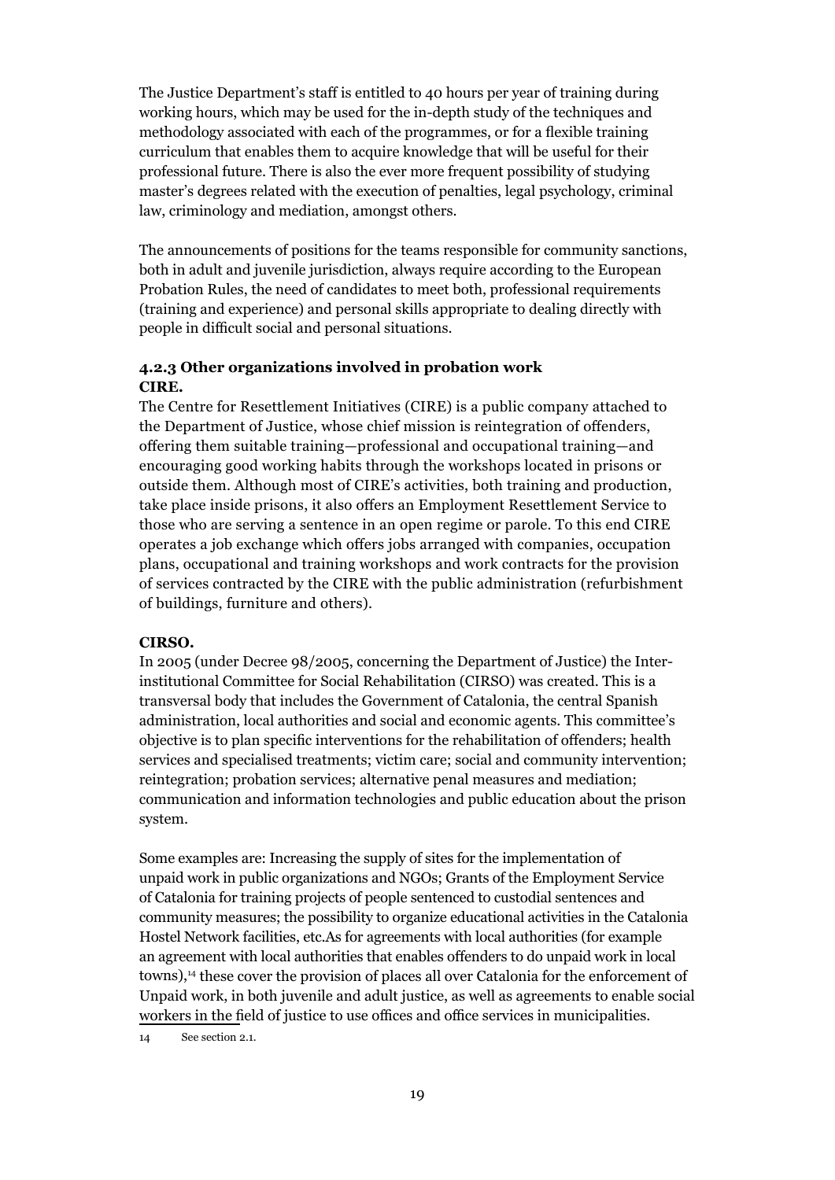The Justice Department's staff is entitled to 40 hours per year of training during working hours, which may be used for the in-depth study of the techniques and methodology associated with each of the programmes, or for a flexible training curriculum that enables them to acquire knowledge that will be useful for their professional future. There is also the ever more frequent possibility of studying master's degrees related with the execution of penalties, legal psychology, criminal law, criminology and mediation, amongst others.

The announcements of positions for the teams responsible for community sanctions, both in adult and juvenile jurisdiction, always require according to the European Probation Rules, the need of candidates to meet both, professional requirements (training and experience) and personal skills appropriate to dealing directly with people in difficult social and personal situations.

### 4.2.3 Other organizations involved in probation work

**CIRE.**

The Centre for Resettlement Initiatives (CIRE) is a public company attached to the Department of Justice, whose chief mission is reintegration of offenders, offering them suitable training—professional and occupational training—and encouraging good working habits through the workshops located in prisons or outside them. Although most of CIRE's activities, both training and production, take place inside prisons, it also offers an Employment Resettlement Service to those who are serving a sentence in an open regime or parole. To this end CIRE operates a job exchange which offers jobs arranged with companies, occupation plans, occupational and training workshops and work contracts for the provision of services contracted by the CIRE with the public administration (refurbishment of buildings, furniture and others).

**CIRSO.**

In 2005 (under Decree 98/2005, concerning the Department of Justice) the Inter-institutional Committee for Social Rehabilitation (CIRSO) was created. This is a transversal body that includes the Government of Catalonia, the central Spanish administration, local authorities and social and economic agents. This committee's objective is to plan specific interventions for the rehabilitation of offenders; health services and specialised treatments; victim care; social and community intervention; reintegration; probation services; alternative penal measures and mediation; communication and information technologies and public education about the prison system.

Some examples are: Increasing the supply of sites for the implementation of unpaid work in public organizations and NGOs; Grants of the Employment Service of Catalonia for training projects of people sentenced to custodial sentences and community measures; the possibility to organize educational activities in the Catalonia Hostel Network facilities, etc.As for agreements with local authorities (for example an agreement with local authorities that enables offenders to do unpaid work in local towns),[14] these cover the provision of places all over Catalonia for the enforcement of Unpaid work, in both juvenile and adult justice, as well as agreements to enable social workers in the field of justice to use offices and office services in municipalities.

14 See section 2.1.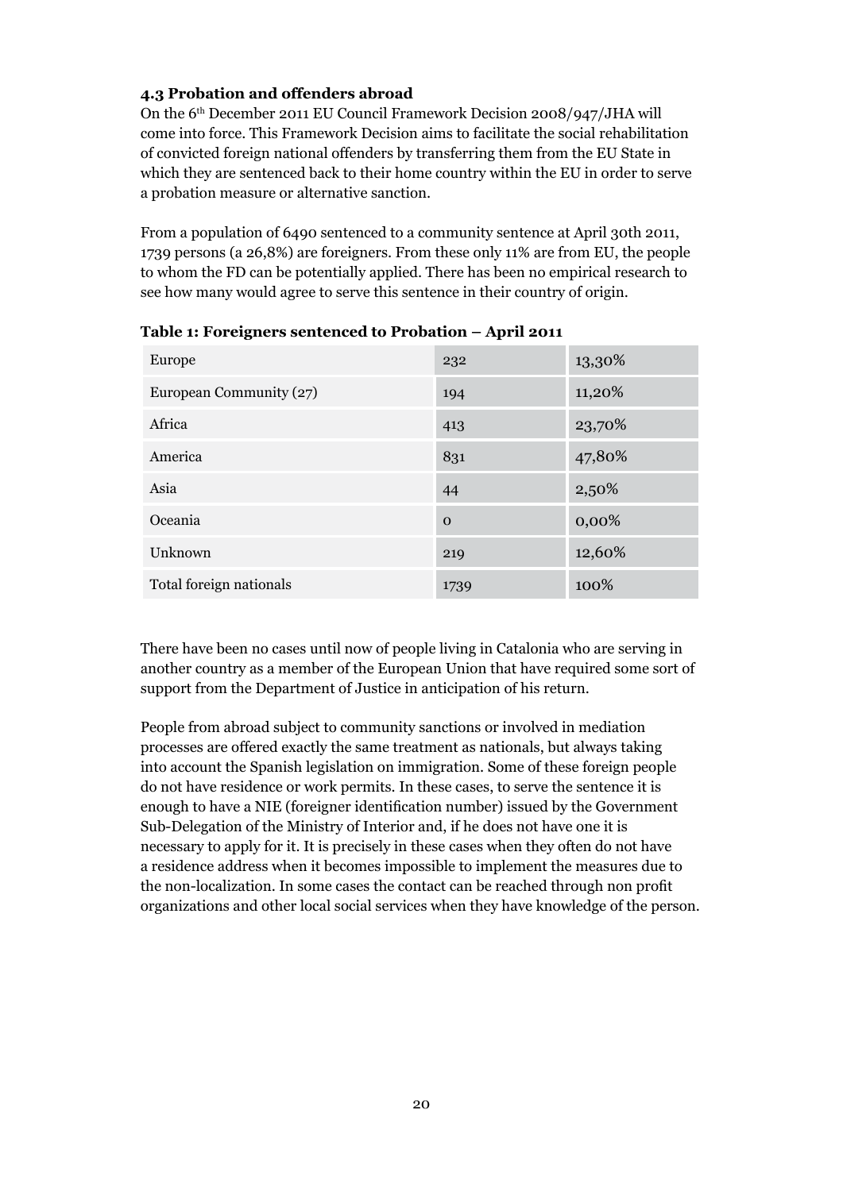#### 4.3 Probation and offenders abroad

On the 6th December 2011 EU Council Framework Decision 2008/947/JHA will come into force. This Framework Decision aims to facilitate the social rehabilitation of convicted foreign national offenders by transferring them from the EU State in which they are sentenced back to their home country within the EU in order to serve a probation measure or alternative sanction.

From a population of 6490 sentenced to a community sentence at April 30th 2011, 1739 persons (a 26,8%) are foreigners. From these only 11% are from EU, the people to whom the FD can be potentially applied. There has been no empirical research to see how many would agree to serve this sentence in their country of origin.

**Table 1: Foreigners sentenced to Probation – April 2011**

| | | |
|---|---|---|
| Europe | 232 | 13,30% |
| European Community (27) | 194 | 11,20% |
| Africa | 413 | 23,70% |
| America | 831 | 47,80% |
| Asia | 44 | 2,50% |
| Oceania | 0 | 0,00% |
| Unknown | 219 | 12,60% |
| Total foreign nationals | 1739 | 100% |

There have been no cases until now of people living in Catalonia who are serving in another country as a member of the European Union that have required some sort of support from the Department of Justice in anticipation of his return.

People from abroad subject to community sanctions or involved in mediation processes are offered exactly the same treatment as nationals, but always taking into account the Spanish legislation on immigration. Some of these foreign people do not have residence or work permits. In these cases, to serve the sentence it is enough to have a NIE (foreigner identification number) issued by the Government Sub-Delegation of the Ministry of Interior and, if he does not have one it is necessary to apply for it. It is precisely in these cases when they often do not have a residence address when it becomes impossible to implement the measures due to the non-localization. In some cases the contact can be reached through non profit organizations and other local social services when they have knowledge of the person.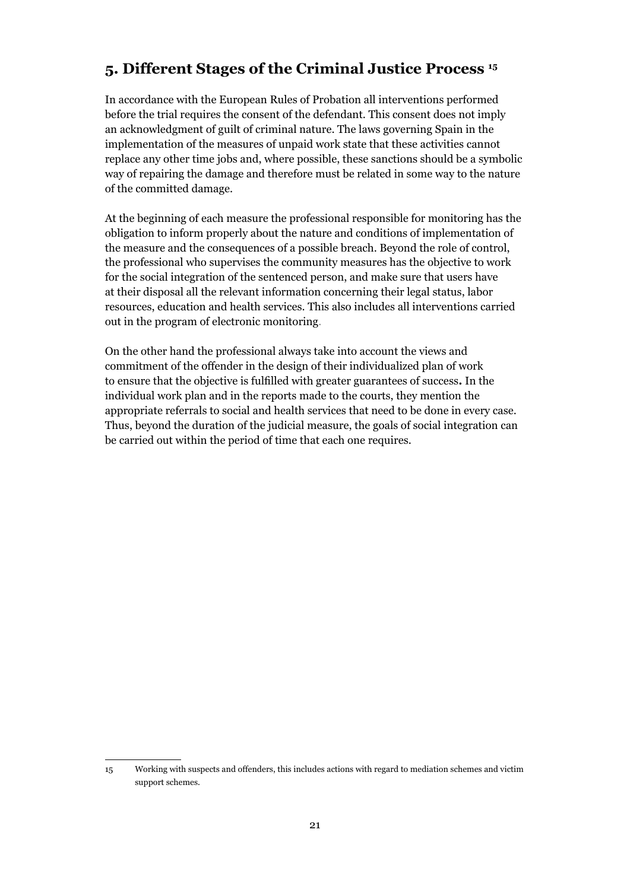## 5. Different Stages of the Criminal Justice Process [15]

In accordance with the European Rules of Probation all interventions performed before the trial requires the consent of the defendant. This consent does not imply an acknowledgment of guilt of criminal nature. The laws governing Spain in the implementation of the measures of unpaid work state that these activities cannot replace any other time jobs and, where possible, these sanctions should be a symbolic way of repairing the damage and therefore must be related in some way to the nature of the committed damage.

At the beginning of each measure the professional responsible for monitoring has the obligation to inform properly about the nature and conditions of implementation of the measure and the consequences of a possible breach. Beyond the role of control, the professional who supervises the community measures has the objective to work for the social integration of the sentenced person, and make sure that users have at their disposal all the relevant information concerning their legal status, labor resources, education and health services. This also includes all interventions carried out in the program of electronic monitoring.

On the other hand the professional always take into account the views and commitment of the offender in the design of their individualized plan of work to ensure that the objective is fulfilled with greater guarantees of success**.** In the individual work plan and in the reports made to the courts, they mention the appropriate referrals to social and health services that need to be done in every case. Thus, beyond the duration of the judicial measure, the goals of social integration can be carried out within the period of time that each one requires.

---

15 Working with suspects and offenders, this includes actions with regard to mediation schemes and victim support schemes.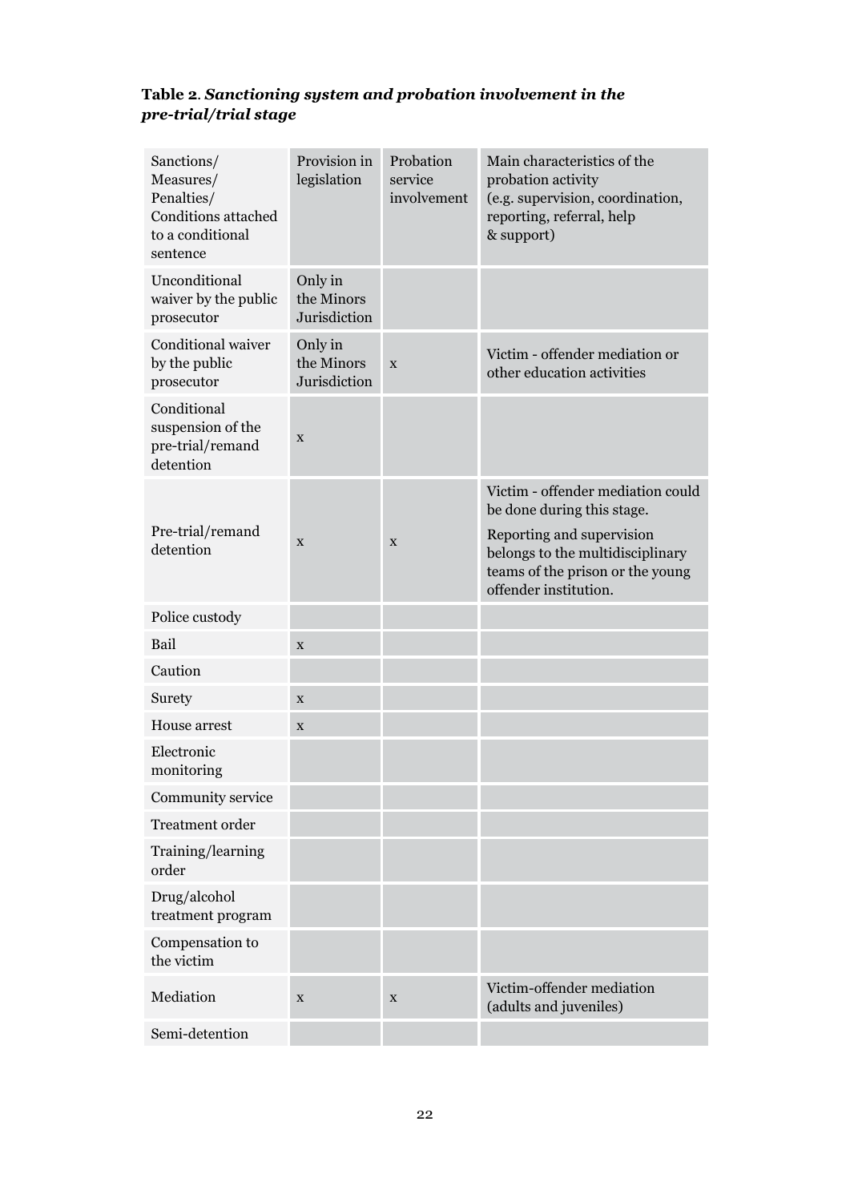**Table 2**. ***Sanctioning system and probation involvement in the pre-trial/trial stage***

| Sanctions/ Measures/ Penalties/ Conditions attached to a conditional sentence | Provision in legislation | Probation service involvement | Main characteristics of the probation activity (e.g. supervision, coordination, reporting, referral, help & support) |
|---|---|---|---|
| Unconditional waiver by the public prosecutor | Only in the Minors Jurisdiction | | |
| Conditional waiver by the public prosecutor | Only in the Minors Jurisdiction | x | Victim - offender mediation or other education activities |
| Conditional suspension of the pre-trial/remand detention | x | | |
| Pre-trial/remand detention | x | x | Victim - offender mediation could be done during this stage. Reporting and supervision belongs to the multidisciplinary teams of the prison or the young offender institution. |
| Police custody | | | |
| Bail | x | | |
| Caution | | | |
| Surety | x | | |
| House arrest | x | | |
| Electronic monitoring | | | |
| Community service | | | |
| Treatment order | | | |
| Training/learning order | | | |
| Drug/alcohol treatment program | | | |
| Compensation to the victim | | | |
| Mediation | x | x | Victim-offender mediation (adults and juveniles) |
| Semi-detention | | | |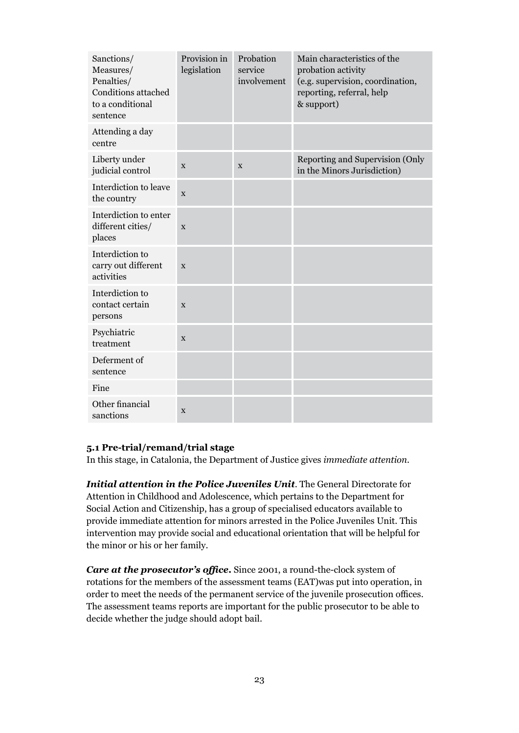| Sanctions/ Measures/ Penalties/ Conditions attached to a conditional sentence | Provision in legislation | Probation service involvement | Main characteristics of the probation activity (e.g. supervision, coordination, reporting, referral, help & support) |
|---|---|---|---|
| Attending a day centre | | | |
| Liberty under judicial control | x | x | Reporting and Supervision (Only in the Minors Jurisdiction) |
| Interdiction to leave the country | x | | |
| Interdiction to enter different cities/ places | x | | |
| Interdiction to carry out different activities | x | | |
| Interdiction to contact certain persons | x | | |
| Psychiatric treatment | x | | |
| Deferment of sentence | | | |
| Fine | | | |
| Other financial sanctions | x | | |

### 5.1 Pre-trial/remand/trial stage

In this stage, in Catalonia, the Department of Justice gives *immediate attention*.

***Initial attention in the Police Juveniles Unit***. The General Directorate for Attention in Childhood and Adolescence, which pertains to the Department for Social Action and Citizenship, has a group of specialised educators available to provide immediate attention for minors arrested in the Police Juveniles Unit. This intervention may provide social and educational orientation that will be helpful for the minor or his or her family.

***Care at the prosecutor's office.*** Since 2001, a round-the-clock system of rotations for the members of the assessment teams (EAT)was put into operation, in order to meet the needs of the permanent service of the juvenile prosecution offices. The assessment teams reports are important for the public prosecutor to be able to decide whether the judge should adopt bail.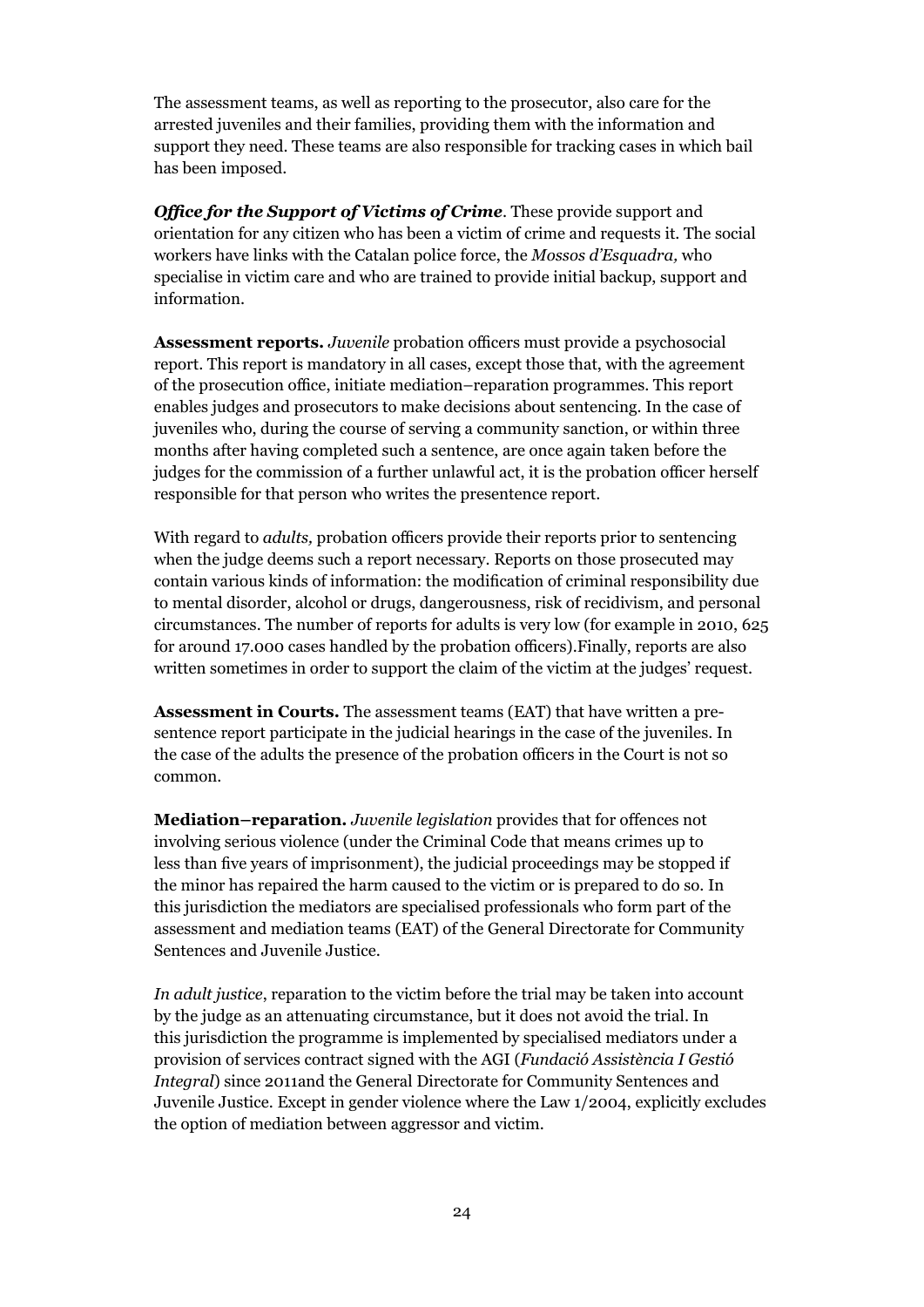The assessment teams, as well as reporting to the prosecutor, also care for the arrested juveniles and their families, providing them with the information and support they need. These teams are also responsible for tracking cases in which bail has been imposed.

***Office for the Support of Victims of Crime***. These provide support and orientation for any citizen who has been a victim of crime and requests it. The social workers have links with the Catalan police force, the *Mossos d'Esquadra,* who specialise in victim care and who are trained to provide initial backup, support and information.

**Assessment reports.** *Juvenile* probation officers must provide a psychosocial report. This report is mandatory in all cases, except those that, with the agreement of the prosecution office, initiate mediation–reparation programmes. This report enables judges and prosecutors to make decisions about sentencing. In the case of juveniles who, during the course of serving a community sanction, or within three months after having completed such a sentence, are once again taken before the judges for the commission of a further unlawful act, it is the probation officer herself responsible for that person who writes the presentence report.

With regard to *adults,* probation officers provide their reports prior to sentencing when the judge deems such a report necessary. Reports on those prosecuted may contain various kinds of information: the modification of criminal responsibility due to mental disorder, alcohol or drugs, dangerousness, risk of recidivism, and personal circumstances. The number of reports for adults is very low (for example in 2010, 625 for around 17.000 cases handled by the probation officers).Finally, reports are also written sometimes in order to support the claim of the victim at the judges' request.

**Assessment in Courts.** The assessment teams (EAT) that have written a pre-sentence report participate in the judicial hearings in the case of the juveniles. In the case of the adults the presence of the probation officers in the Court is not so common.

**Mediation–reparation.** *Juvenile legislation* provides that for offences not involving serious violence (under the Criminal Code that means crimes up to less than five years of imprisonment), the judicial proceedings may be stopped if the minor has repaired the harm caused to the victim or is prepared to do so. In this jurisdiction the mediators are specialised professionals who form part of the assessment and mediation teams (EAT) of the General Directorate for Community Sentences and Juvenile Justice.

*In adult justice*, reparation to the victim before the trial may be taken into account by the judge as an attenuating circumstance, but it does not avoid the trial. In this jurisdiction the programme is implemented by specialised mediators under a provision of services contract signed with the AGI (*Fundació Assistència I Gestió Integral*) since 2011and the General Directorate for Community Sentences and Juvenile Justice. Except in gender violence where the Law 1/2004, explicitly excludes the option of mediation between aggressor and victim.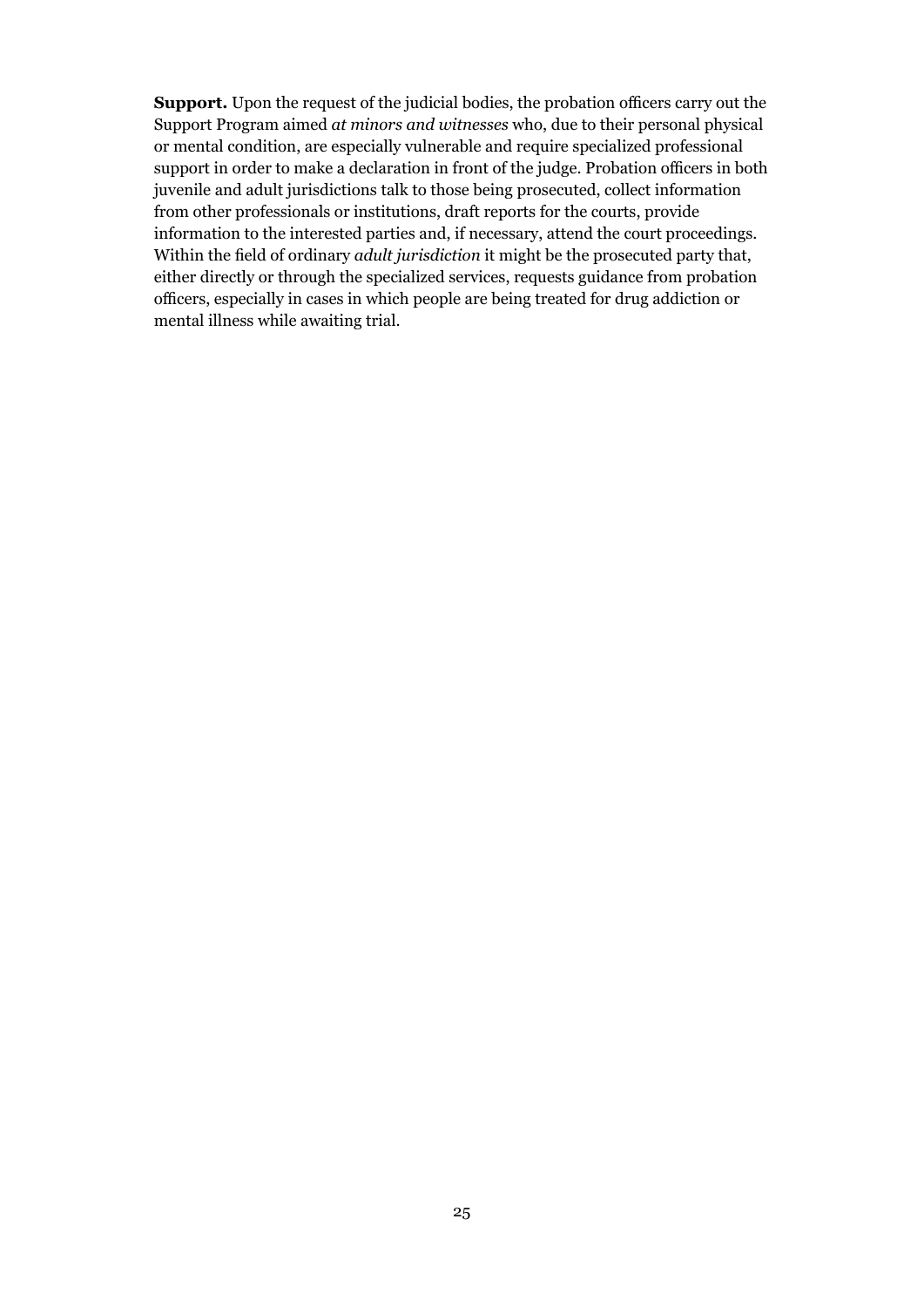**Support.** Upon the request of the judicial bodies, the probation officers carry out the Support Program aimed *at minors and witnesses* who, due to their personal physical or mental condition, are especially vulnerable and require specialized professional support in order to make a declaration in front of the judge. Probation officers in both juvenile and adult jurisdictions talk to those being prosecuted, collect information from other professionals or institutions, draft reports for the courts, provide information to the interested parties and, if necessary, attend the court proceedings. Within the field of ordinary *adult jurisdiction* it might be the prosecuted party that, either directly or through the specialized services, requests guidance from probation officers, especially in cases in which people are being treated for drug addiction or mental illness while awaiting trial.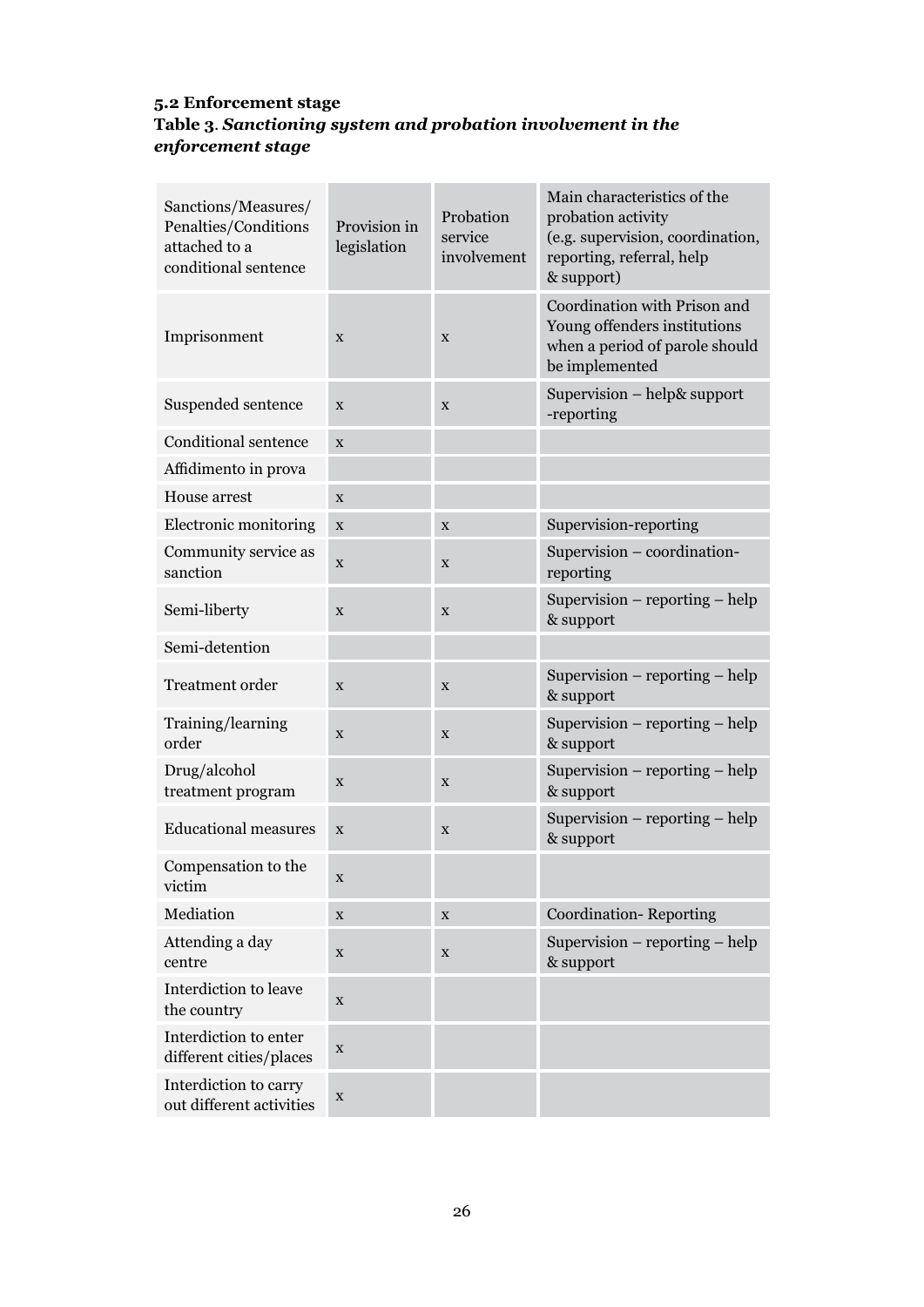### 5.2 Enforcement stage

**Table 3**. ***Sanctioning system and probation involvement in the enforcement stage***

| Sanctions/Measures/ Penalties/Conditions attached to a conditional sentence | Provision in legislation | Probation service involvement | Main characteristics of the probation activity (e.g. supervision, coordination, reporting, referral, help & support) |
|---|---|---|---|
| Imprisonment | x | x | Coordination with Prison and Young offenders institutions when a period of parole should be implemented |
| Suspended sentence | x | x | Supervision – help& support -reporting |
| Conditional sentence | x | | |
| Affidimento in prova | | | |
| House arrest | x | | |
| Electronic monitoring | x | x | Supervision-reporting |
| Community service as sanction | x | x | Supervision – coordination-reporting |
| Semi-liberty | x | x | Supervision – reporting – help & support |
| Semi-detention | | | |
| Treatment order | x | x | Supervision – reporting – help & support |
| Training/learning order | x | x | Supervision – reporting – help & support |
| Drug/alcohol treatment program | x | x | Supervision – reporting – help & support |
| Educational measures | x | x | Supervision – reporting – help & support |
| Compensation to the victim | x | | |
| Mediation | x | x | Coordination- Reporting |
| Attending a day centre | x | x | Supervision – reporting – help & support |
| Interdiction to leave the country | x | | |
| Interdiction to enter different cities/places | x | | |
| Interdiction to carry out different activities | x | | |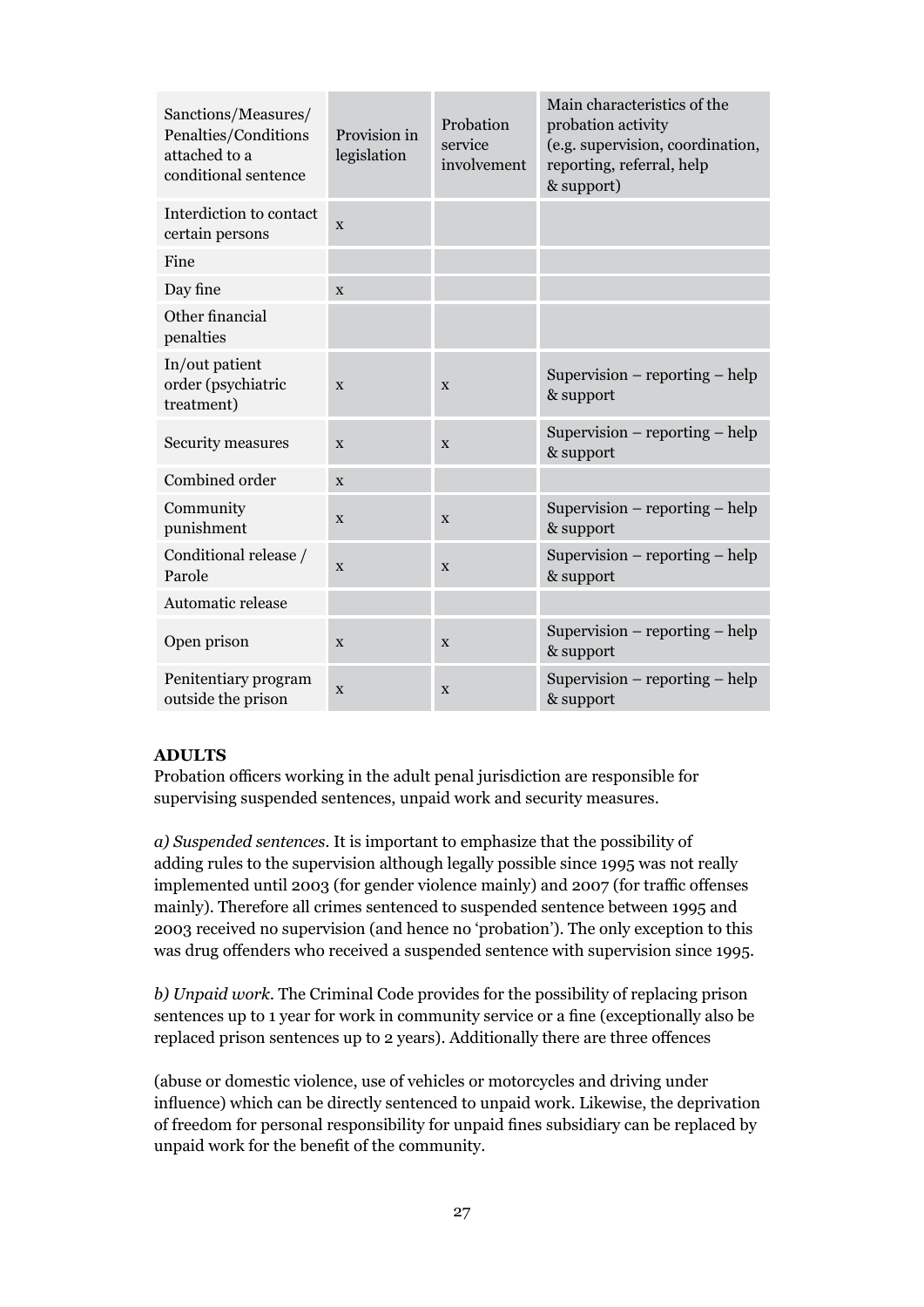| Sanctions/Measures/ Penalties/Conditions attached to a conditional sentence | Provision in legislation | Probation service involvement | Main characteristics of the probation activity (e.g. supervision, coordination, reporting, referral, help & support) |
|---|---|---|---|
| Interdiction to contact certain persons | x | | |
| Fine | | | |
| Day fine | x | | |
| Other financial penalties | | | |
| In/out patient order (psychiatric treatment) | x | x | Supervision – reporting – help & support |
| Security measures | x | x | Supervision – reporting – help & support |
| Combined order | x | | |
| Community punishment | x | x | Supervision – reporting – help & support |
| Conditional release / Parole | x | x | Supervision – reporting – help & support |
| Automatic release | | | |
| Open prison | x | x | Supervision – reporting – help & support |
| Penitentiary program outside the prison | x | x | Supervision – reporting – help & support |

**ADULTS**

Probation officers working in the adult penal jurisdiction are responsible for supervising suspended sentences, unpaid work and security measures.

*a) Suspended sentences.* It is important to emphasize that the possibility of adding rules to the supervision although legally possible since 1995 was not really implemented until 2003 (for gender violence mainly) and 2007 (for traffic offenses mainly). Therefore all crimes sentenced to suspended sentence between 1995 and 2003 received no supervision (and hence no 'probation'). The only exception to this was drug offenders who received a suspended sentence with supervision since 1995.

*b) Unpaid work.* The Criminal Code provides for the possibility of replacing prison sentences up to 1 year for work in community service or a fine (exceptionally also be replaced prison sentences up to 2 years). Additionally there are three offences (abuse or domestic violence, use of vehicles or motorcycles and driving under influence) which can be directly sentenced to unpaid work. Likewise, the deprivation of freedom for personal responsibility for unpaid fines subsidiary can be replaced by unpaid work for the benefit of the community.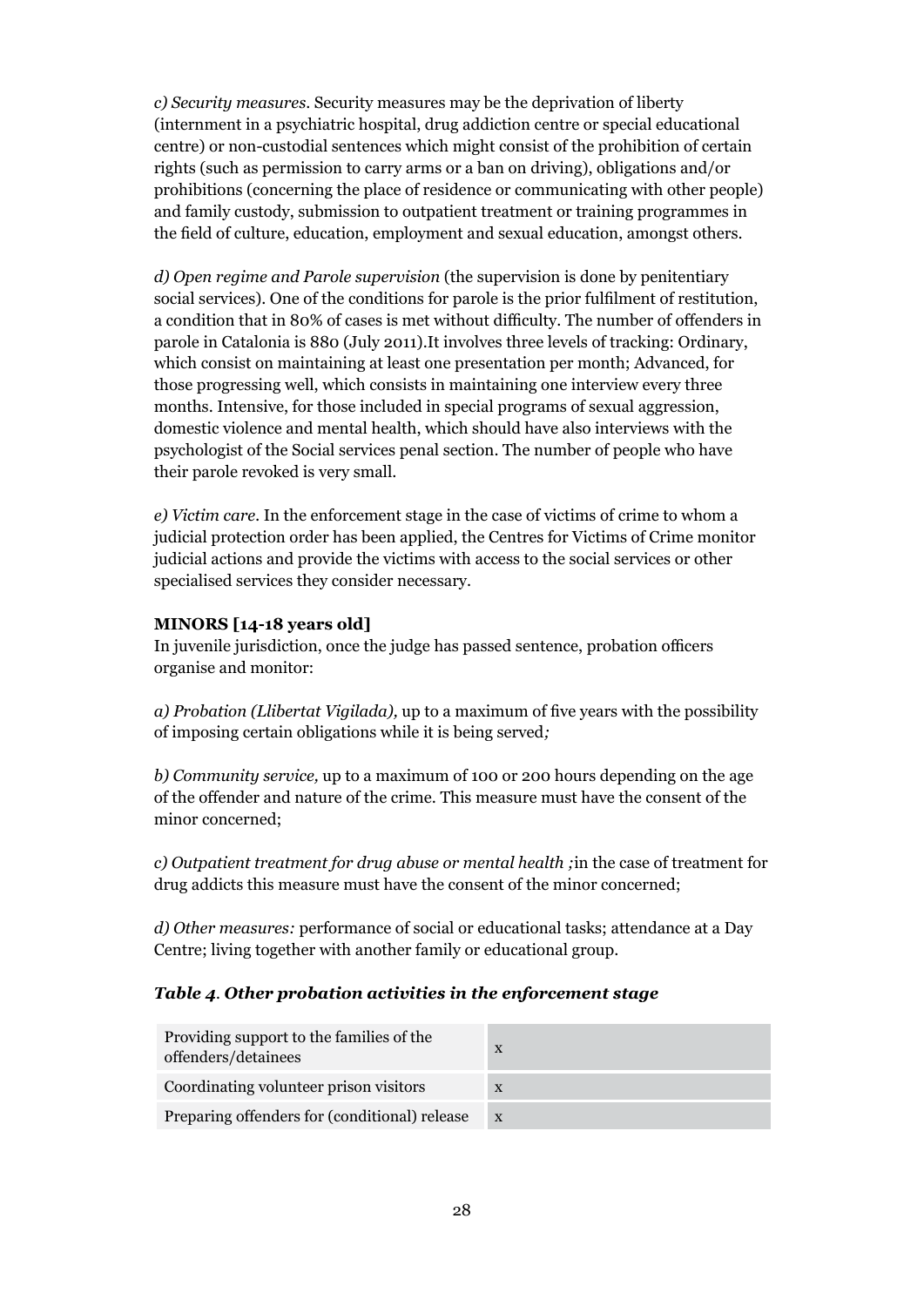*c) Security measures.* Security measures may be the deprivation of liberty (internment in a psychiatric hospital, drug addiction centre or special educational centre) or non-custodial sentences which might consist of the prohibition of certain rights (such as permission to carry arms or a ban on driving), obligations and/or prohibitions (concerning the place of residence or communicating with other people) and family custody, submission to outpatient treatment or training programmes in the field of culture, education, employment and sexual education, amongst others.

*d) Open regime and Parole supervision* (the supervision is done by penitentiary social services). One of the conditions for parole is the prior fulfilment of restitution, a condition that in 80% of cases is met without difficulty. The number of offenders in parole in Catalonia is 880 (July 2011).It involves three levels of tracking: Ordinary, which consist on maintaining at least one presentation per month; Advanced, for those progressing well, which consists in maintaining one interview every three months. Intensive, for those included in special programs of sexual aggression, domestic violence and mental health, which should have also interviews with the psychologist of the Social services penal section. The number of people who have their parole revoked is very small.

*e) Victim care.* In the enforcement stage in the case of victims of crime to whom a judicial protection order has been applied, the Centres for Victims of Crime monitor judicial actions and provide the victims with access to the social services or other specialised services they consider necessary.

**MINORS [14-18 years old]**

In juvenile jurisdiction, once the judge has passed sentence, probation officers organise and monitor:

*a) Probation (Llibertat Vigilada),* up to a maximum of five years with the possibility of imposing certain obligations while it is being served*;*

*b) Community service,* up to a maximum of 100 or 200 hours depending on the age of the offender and nature of the crime. This measure must have the consent of the minor concerned;

*c) Outpatient treatment for drug abuse or mental health ;*in the case of treatment for drug addicts this measure must have the consent of the minor concerned;

*d) Other measures:* performance of social or educational tasks; attendance at a Day Centre; living together with another family or educational group.

***Table 4. Other probation activities in the enforcement stage***

| | |
|---|---|
| Providing support to the families of the offenders/detainees | x |
| Coordinating volunteer prison visitors | x |
| Preparing offenders for (conditional) release | x |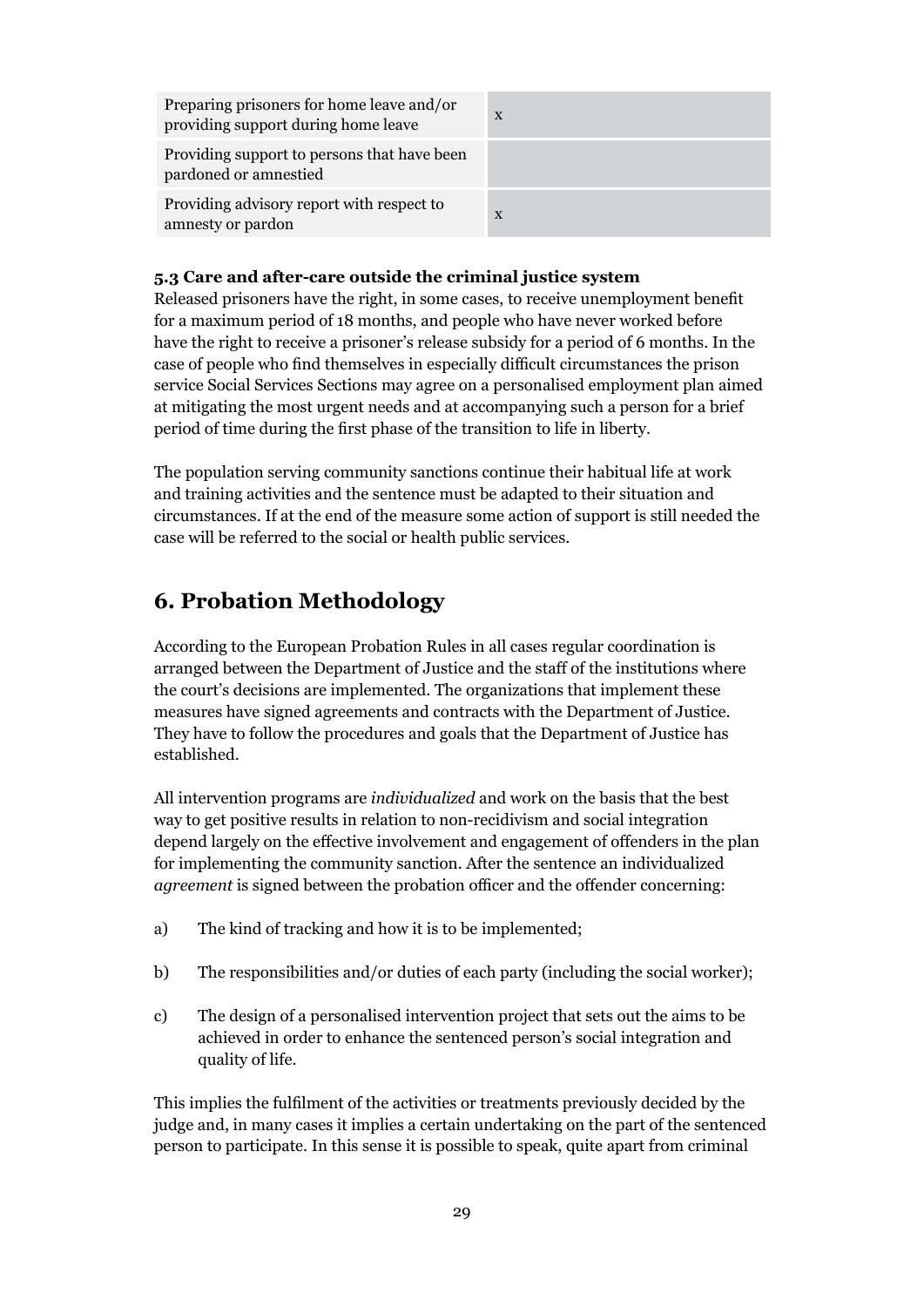| | |
|---|---|
| Preparing prisoners for home leave and/or providing support during home leave | x |
| Providing support to persons that have been pardoned or amnestied | |
| Providing advisory report with respect to amnesty or pardon | x |

**5.3 Care and after-care outside the criminal justice system**

Released prisoners have the right, in some cases, to receive unemployment benefit for a maximum period of 18 months, and people who have never worked before have the right to receive a prisoner's release subsidy for a period of 6 months. In the case of people who find themselves in especially difficult circumstances the prison service Social Services Sections may agree on a personalised employment plan aimed at mitigating the most urgent needs and at accompanying such a person for a brief period of time during the first phase of the transition to life in liberty.

The population serving community sanctions continue their habitual life at work and training activities and the sentence must be adapted to their situation and circumstances. If at the end of the measure some action of support is still needed the case will be referred to the social or health public services.

## 6. Probation Methodology

According to the European Probation Rules in all cases regular coordination is arranged between the Department of Justice and the staff of the institutions where the court's decisions are implemented. The organizations that implement these measures have signed agreements and contracts with the Department of Justice. They have to follow the procedures and goals that the Department of Justice has established.

All intervention programs are *individualized* and work on the basis that the best way to get positive results in relation to non-recidivism and social integration depend largely on the effective involvement and engagement of offenders in the plan for implementing the community sanction. After the sentence an individualized *agreement* is signed between the probation officer and the offender concerning:

a) The kind of tracking and how it is to be implemented;

b) The responsibilities and/or duties of each party (including the social worker);

c) The design of a personalised intervention project that sets out the aims to be achieved in order to enhance the sentenced person's social integration and quality of life.

This implies the fulfilment of the activities or treatments previously decided by the judge and, in many cases it implies a certain undertaking on the part of the sentenced person to participate. In this sense it is possible to speak, quite apart from criminal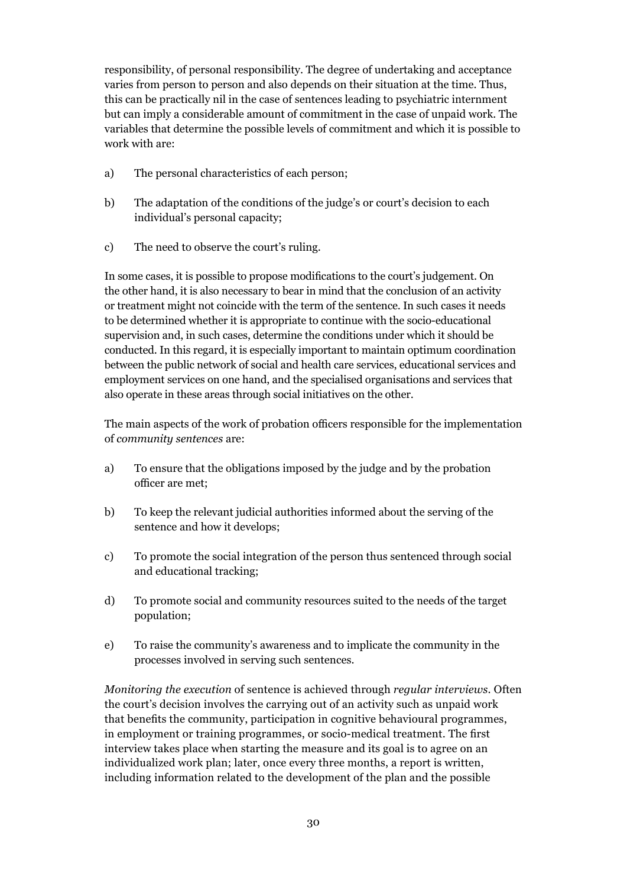responsibility, of personal responsibility. The degree of undertaking and acceptance varies from person to person and also depends on their situation at the time. Thus, this can be practically nil in the case of sentences leading to psychiatric internment but can imply a considerable amount of commitment in the case of unpaid work. The variables that determine the possible levels of commitment and which it is possible to work with are:

a) The personal characteristics of each person;

b) The adaptation of the conditions of the judge's or court's decision to each individual's personal capacity;

c) The need to observe the court's ruling.

In some cases, it is possible to propose modifications to the court's judgement. On the other hand, it is also necessary to bear in mind that the conclusion of an activity or treatment might not coincide with the term of the sentence. In such cases it needs to be determined whether it is appropriate to continue with the socio-educational supervision and, in such cases, determine the conditions under which it should be conducted. In this regard, it is especially important to maintain optimum coordination between the public network of social and health care services, educational services and employment services on one hand, and the specialised organisations and services that also operate in these areas through social initiatives on the other.

The main aspects of the work of probation officers responsible for the implementation of *community sentences* are:

a) To ensure that the obligations imposed by the judge and by the probation officer are met;

b) To keep the relevant judicial authorities informed about the serving of the sentence and how it develops;

c) To promote the social integration of the person thus sentenced through social and educational tracking;

d) To promote social and community resources suited to the needs of the target population;

e) To raise the community's awareness and to implicate the community in the processes involved in serving such sentences.

*Monitoring the execution* of sentence is achieved through *regular interviews*. Often the court's decision involves the carrying out of an activity such as unpaid work that benefits the community, participation in cognitive behavioural programmes, in employment or training programmes, or socio-medical treatment. The first interview takes place when starting the measure and its goal is to agree on an individualized work plan; later, once every three months, a report is written, including information related to the development of the plan and the possible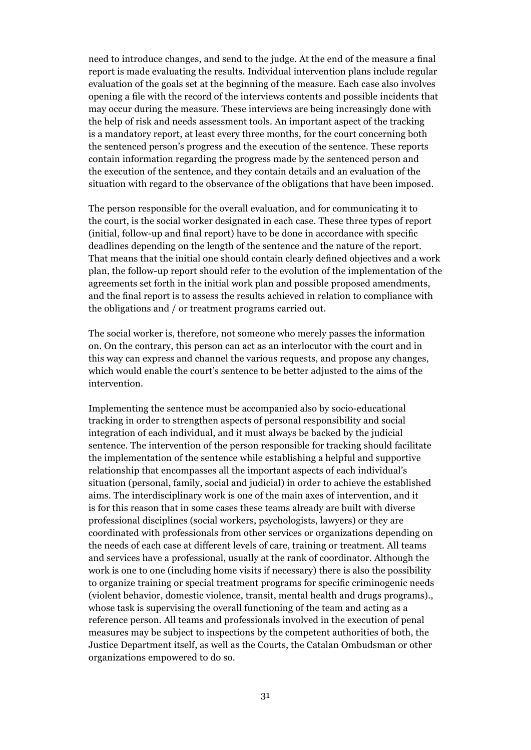need to introduce changes, and send to the judge. At the end of the measure a final report is made evaluating the results. Individual intervention plans include regular evaluation of the goals set at the beginning of the measure. Each case also involves opening a file with the record of the interviews contents and possible incidents that may occur during the measure. These interviews are being increasingly done with the help of risk and needs assessment tools. An important aspect of the tracking is a mandatory report, at least every three months, for the court concerning both the sentenced person's progress and the execution of the sentence. These reports contain information regarding the progress made by the sentenced person and the execution of the sentence, and they contain details and an evaluation of the situation with regard to the observance of the obligations that have been imposed.

The person responsible for the overall evaluation, and for communicating it to the court, is the social worker designated in each case. These three types of report (initial, follow-up and final report) have to be done in accordance with specific deadlines depending on the length of the sentence and the nature of the report. That means that the initial one should contain clearly defined objectives and a work plan, the follow-up report should refer to the evolution of the implementation of the agreements set forth in the initial work plan and possible proposed amendments, and the final report is to assess the results achieved in relation to compliance with the obligations and / or treatment programs carried out.

The social worker is, therefore, not someone who merely passes the information on. On the contrary, this person can act as an interlocutor with the court and in this way can express and channel the various requests, and propose any changes, which would enable the court's sentence to be better adjusted to the aims of the intervention.

Implementing the sentence must be accompanied also by socio-educational tracking in order to strengthen aspects of personal responsibility and social integration of each individual, and it must always be backed by the judicial sentence. The intervention of the person responsible for tracking should facilitate the implementation of the sentence while establishing a helpful and supportive relationship that encompasses all the important aspects of each individual's situation (personal, family, social and judicial) in order to achieve the established aims. The interdisciplinary work is one of the main axes of intervention, and it is for this reason that in some cases these teams already are built with diverse professional disciplines (social workers, psychologists, lawyers) or they are coordinated with professionals from other services or organizations depending on the needs of each case at different levels of care, training or treatment. All teams and services have a professional, usually at the rank of coordinator. Although the work is one to one (including home visits if necessary) there is also the possibility to organize training or special treatment programs for specific criminogenic needs (violent behavior, domestic violence, transit, mental health and drugs programs)., whose task is supervising the overall functioning of the team and acting as a reference person. All teams and professionals involved in the execution of penal measures may be subject to inspections by the competent authorities of both, the Justice Department itself, as well as the Courts, the Catalan Ombudsman or other organizations empowered to do so.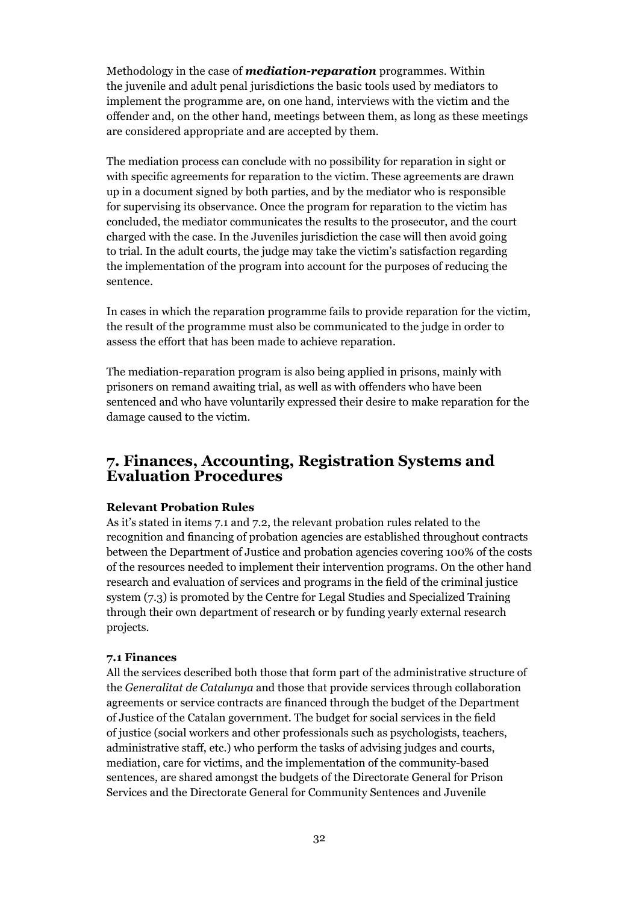Methodology in the case of ***mediation-reparation*** programmes. Within the juvenile and adult penal jurisdictions the basic tools used by mediators to implement the programme are, on one hand, interviews with the victim and the offender and, on the other hand, meetings between them, as long as these meetings are considered appropriate and are accepted by them.

The mediation process can conclude with no possibility for reparation in sight or with specific agreements for reparation to the victim. These agreements are drawn up in a document signed by both parties, and by the mediator who is responsible for supervising its observance. Once the program for reparation to the victim has concluded, the mediator communicates the results to the prosecutor, and the court charged with the case. In the Juveniles jurisdiction the case will then avoid going to trial. In the adult courts, the judge may take the victim's satisfaction regarding the implementation of the program into account for the purposes of reducing the sentence.

In cases in which the reparation programme fails to provide reparation for the victim, the result of the programme must also be communicated to the judge in order to assess the effort that has been made to achieve reparation.

The mediation-reparation program is also being applied in prisons, mainly with prisoners on remand awaiting trial, as well as with offenders who have been sentenced and who have voluntarily expressed their desire to make reparation for the damage caused to the victim.

## 7. Finances, Accounting, Registration Systems and Evaluation Procedures

**Relevant Probation Rules**

As it's stated in items 7.1 and 7.2, the relevant probation rules related to the recognition and financing of probation agencies are established throughout contracts between the Department of Justice and probation agencies covering 100% of the costs of the resources needed to implement their intervention programs. On the other hand research and evaluation of services and programs in the field of the criminal justice system (7.3) is promoted by the Centre for Legal Studies and Specialized Training through their own department of research or by funding yearly external research projects.

**7.1 Finances**

All the services described both those that form part of the administrative structure of the *Generalitat de Catalunya* and those that provide services through collaboration agreements or service contracts are financed through the budget of the Department of Justice of the Catalan government. The budget for social services in the field of justice (social workers and other professionals such as psychologists, teachers, administrative staff, etc.) who perform the tasks of advising judges and courts, mediation, care for victims, and the implementation of the community-based sentences, are shared amongst the budgets of the Directorate General for Prison Services and the Directorate General for Community Sentences and Juvenile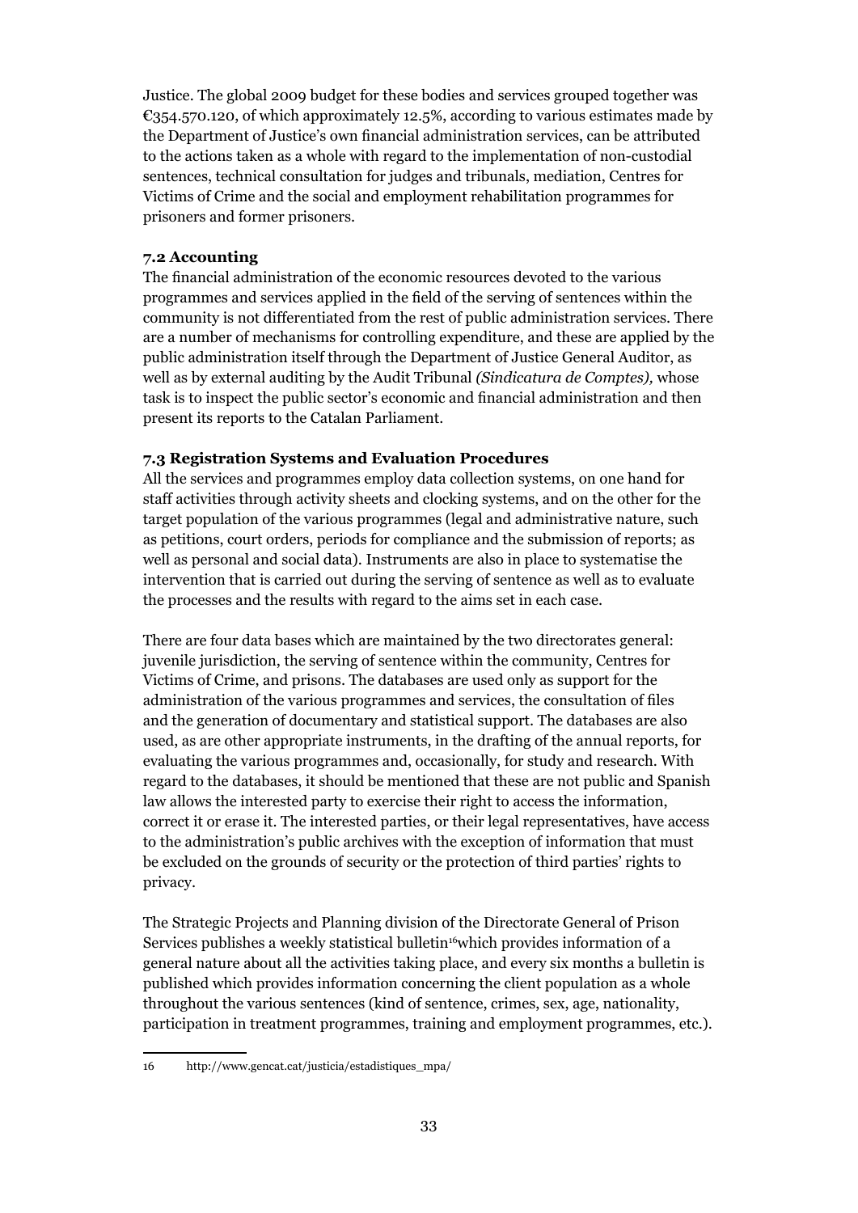Justice. The global 2009 budget for these bodies and services grouped together was €354.570.120, of which approximately 12.5%, according to various estimates made by the Department of Justice's own financial administration services, can be attributed to the actions taken as a whole with regard to the implementation of non-custodial sentences, technical consultation for judges and tribunals, mediation, Centres for Victims of Crime and the social and employment rehabilitation programmes for prisoners and former prisoners.

### 7.2 Accounting

The financial administration of the economic resources devoted to the various programmes and services applied in the field of the serving of sentences within the community is not differentiated from the rest of public administration services. There are a number of mechanisms for controlling expenditure, and these are applied by the public administration itself through the Department of Justice General Auditor, as well as by external auditing by the Audit Tribunal *(Sindicatura de Comptes),* whose task is to inspect the public sector's economic and financial administration and then present its reports to the Catalan Parliament.

### 7.3 Registration Systems and Evaluation Procedures

All the services and programmes employ data collection systems, on one hand for staff activities through activity sheets and clocking systems, and on the other for the target population of the various programmes (legal and administrative nature, such as petitions, court orders, periods for compliance and the submission of reports; as well as personal and social data). Instruments are also in place to systematise the intervention that is carried out during the serving of sentence as well as to evaluate the processes and the results with regard to the aims set in each case.

There are four data bases which are maintained by the two directorates general: juvenile jurisdiction, the serving of sentence within the community, Centres for Victims of Crime, and prisons. The databases are used only as support for the administration of the various programmes and services, the consultation of files and the generation of documentary and statistical support. The databases are also used, as are other appropriate instruments, in the drafting of the annual reports, for evaluating the various programmes and, occasionally, for study and research. With regard to the databases, it should be mentioned that these are not public and Spanish law allows the interested party to exercise their right to access the information, correct it or erase it. The interested parties, or their legal representatives, have access to the administration's public archives with the exception of information that must be excluded on the grounds of security or the protection of third parties' rights to privacy.

The Strategic Projects and Planning division of the Directorate General of Prison Services publishes a weekly statistical bulletin[16] which provides information of a general nature about all the activities taking place, and every six months a bulletin is published which provides information concerning the client population as a whole throughout the various sentences (kind of sentence, crimes, sex, age, nationality, participation in treatment programmes, training and employment programmes, etc.).

---

16 http://www.gencat.cat/justicia/estadistiques_mpa/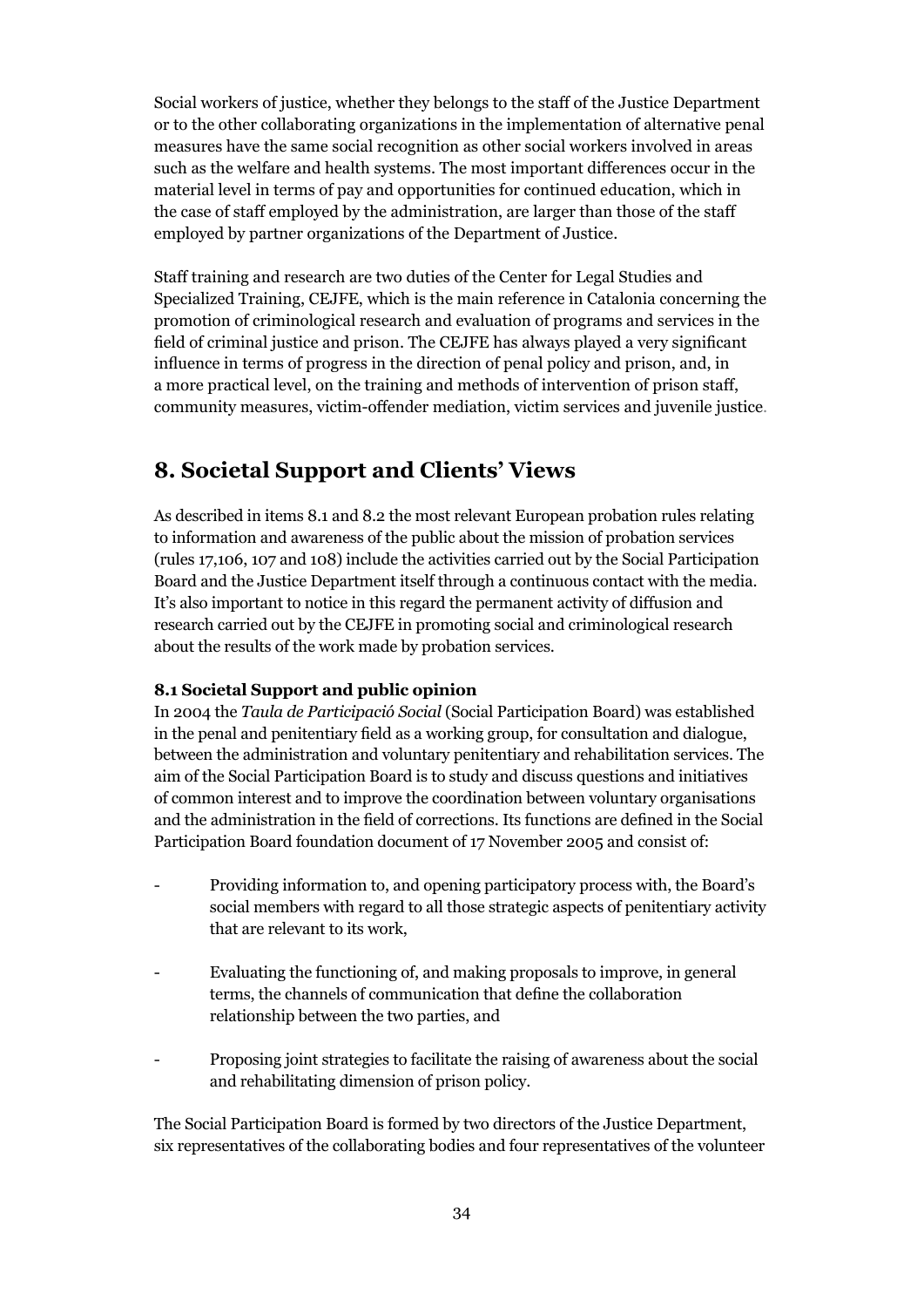Social workers of justice, whether they belongs to the staff of the Justice Department or to the other collaborating organizations in the implementation of alternative penal measures have the same social recognition as other social workers involved in areas such as the welfare and health systems. The most important differences occur in the material level in terms of pay and opportunities for continued education, which in the case of staff employed by the administration, are larger than those of the staff employed by partner organizations of the Department of Justice.

Staff training and research are two duties of the Center for Legal Studies and Specialized Training, CEJFE, which is the main reference in Catalonia concerning the promotion of criminological research and evaluation of programs and services in the field of criminal justice and prison. The CEJFE has always played a very significant influence in terms of progress in the direction of penal policy and prison, and, in a more practical level, on the training and methods of intervention of prison staff, community measures, victim-offender mediation, victim services and juvenile justice.

# 8. Societal Support and Clients' Views

As described in items 8.1 and 8.2 the most relevant European probation rules relating to information and awareness of the public about the mission of probation services (rules 17,106, 107 and 108) include the activities carried out by the Social Participation Board and the Justice Department itself through a continuous contact with the media. It's also important to notice in this regard the permanent activity of diffusion and research carried out by the CEJFE in promoting social and criminological research about the results of the work made by probation services.

### 8.1 Societal Support and public opinion

In 2004 the *Taula de Participació Social* (Social Participation Board) was established in the penal and penitentiary field as a working group, for consultation and dialogue, between the administration and voluntary penitentiary and rehabilitation services. The aim of the Social Participation Board is to study and discuss questions and initiatives of common interest and to improve the coordination between voluntary organisations and the administration in the field of corrections. Its functions are defined in the Social Participation Board foundation document of 17 November 2005 and consist of:

- Providing information to, and opening participatory process with, the Board's social members with regard to all those strategic aspects of penitentiary activity that are relevant to its work,
- Evaluating the functioning of, and making proposals to improve, in general terms, the channels of communication that define the collaboration relationship between the two parties, and
- Proposing joint strategies to facilitate the raising of awareness about the social and rehabilitating dimension of prison policy.

The Social Participation Board is formed by two directors of the Justice Department, six representatives of the collaborating bodies and four representatives of the volunteer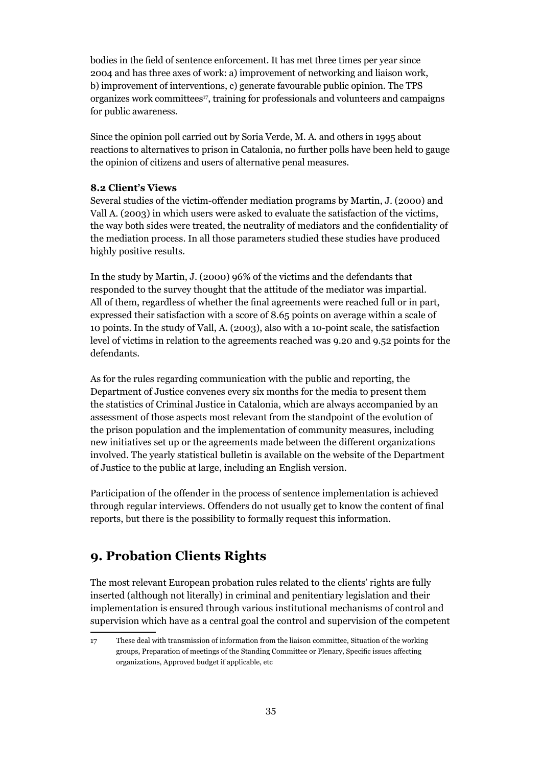bodies in the field of sentence enforcement. It has met three times per year since 2004 and has three axes of work: a) improvement of networking and liaison work, b) improvement of interventions, c) generate favourable public opinion. The TPS organizes work committees[17], training for professionals and volunteers and campaigns for public awareness.

Since the opinion poll carried out by Soria Verde, M. A. and others in 1995 about reactions to alternatives to prison in Catalonia, no further polls have been held to gauge the opinion of citizens and users of alternative penal measures.

### 8.2 Client's Views

Several studies of the victim-offender mediation programs by Martin, J. (2000) and Vall A. (2003) in which users were asked to evaluate the satisfaction of the victims, the way both sides were treated, the neutrality of mediators and the confidentiality of the mediation process. In all those parameters studied these studies have produced highly positive results.

In the study by Martin, J. (2000) 96% of the victims and the defendants that responded to the survey thought that the attitude of the mediator was impartial. All of them, regardless of whether the final agreements were reached full or in part, expressed their satisfaction with a score of 8.65 points on average within a scale of 10 points. In the study of Vall, A. (2003), also with a 10-point scale, the satisfaction level of victims in relation to the agreements reached was 9.20 and 9.52 points for the defendants.

As for the rules regarding communication with the public and reporting, the Department of Justice convenes every six months for the media to present them the statistics of Criminal Justice in Catalonia, which are always accompanied by an assessment of those aspects most relevant from the standpoint of the evolution of the prison population and the implementation of community measures, including new initiatives set up or the agreements made between the different organizations involved. The yearly statistical bulletin is available on the website of the Department of Justice to the public at large, including an English version.

Participation of the offender in the process of sentence implementation is achieved through regular interviews. Offenders do not usually get to know the content of final reports, but there is the possibility to formally request this information.

## 9. Probation Clients Rights

The most relevant European probation rules related to the clients' rights are fully inserted (although not literally) in criminal and penitentiary legislation and their implementation is ensured through various institutional mechanisms of control and supervision which have as a central goal the control and supervision of the competent

---

17 These deal with transmission of information from the liaison committee, Situation of the working groups, Preparation of meetings of the Standing Committee or Plenary, Specific issues affecting organizations, Approved budget if applicable, etc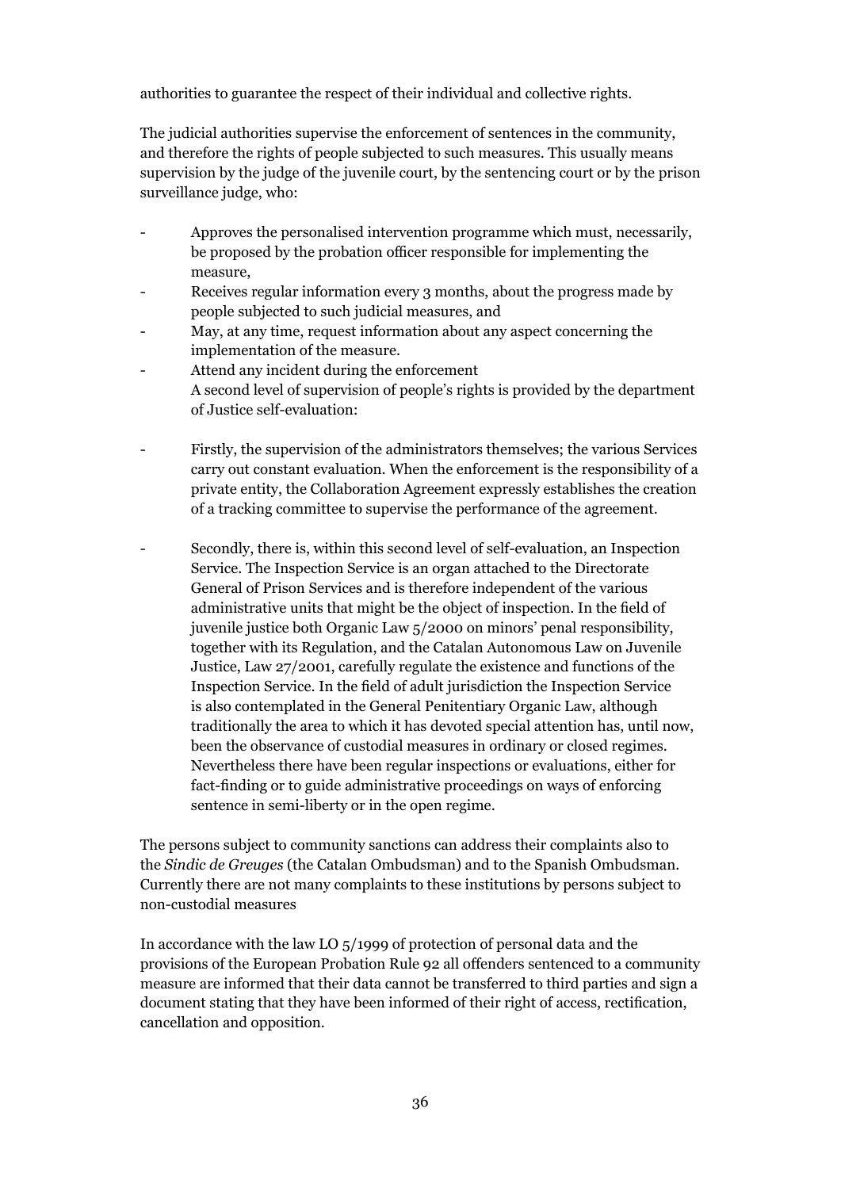authorities to guarantee the respect of their individual and collective rights.

The judicial authorities supervise the enforcement of sentences in the community, and therefore the rights of people subjected to such measures. This usually means supervision by the judge of the juvenile court, by the sentencing court or by the prison surveillance judge, who:

- Approves the personalised intervention programme which must, necessarily, be proposed by the probation officer responsible for implementing the measure,
- Receives regular information every 3 months, about the progress made by people subjected to such judicial measures, and
- May, at any time, request information about any aspect concerning the implementation of the measure.
- Attend any incident during the enforcement

A second level of supervision of people's rights is provided by the department of Justice self-evaluation:

- Firstly, the supervision of the administrators themselves; the various Services carry out constant evaluation. When the enforcement is the responsibility of a private entity, the Collaboration Agreement expressly establishes the creation of a tracking committee to supervise the performance of the agreement.

- Secondly, there is, within this second level of self-evaluation, an Inspection Service. The Inspection Service is an organ attached to the Directorate General of Prison Services and is therefore independent of the various administrative units that might be the object of inspection. In the field of juvenile justice both Organic Law 5/2000 on minors' penal responsibility, together with its Regulation, and the Catalan Autonomous Law on Juvenile Justice, Law 27/2001, carefully regulate the existence and functions of the Inspection Service. In the field of adult jurisdiction the Inspection Service is also contemplated in the General Penitentiary Organic Law, although traditionally the area to which it has devoted special attention has, until now, been the observance of custodial measures in ordinary or closed regimes. Nevertheless there have been regular inspections or evaluations, either for fact-finding or to guide administrative proceedings on ways of enforcing sentence in semi-liberty or in the open regime.

The persons subject to community sanctions can address their complaints also to the *Sindic de Greuges* (the Catalan Ombudsman) and to the Spanish Ombudsman. Currently there are not many complaints to these institutions by persons subject to non-custodial measures

In accordance with the law LO 5/1999 of protection of personal data and the provisions of the European Probation Rule 92 all offenders sentenced to a community measure are informed that their data cannot be transferred to third parties and sign a document stating that they have been informed of their right of access, rectification, cancellation and opposition.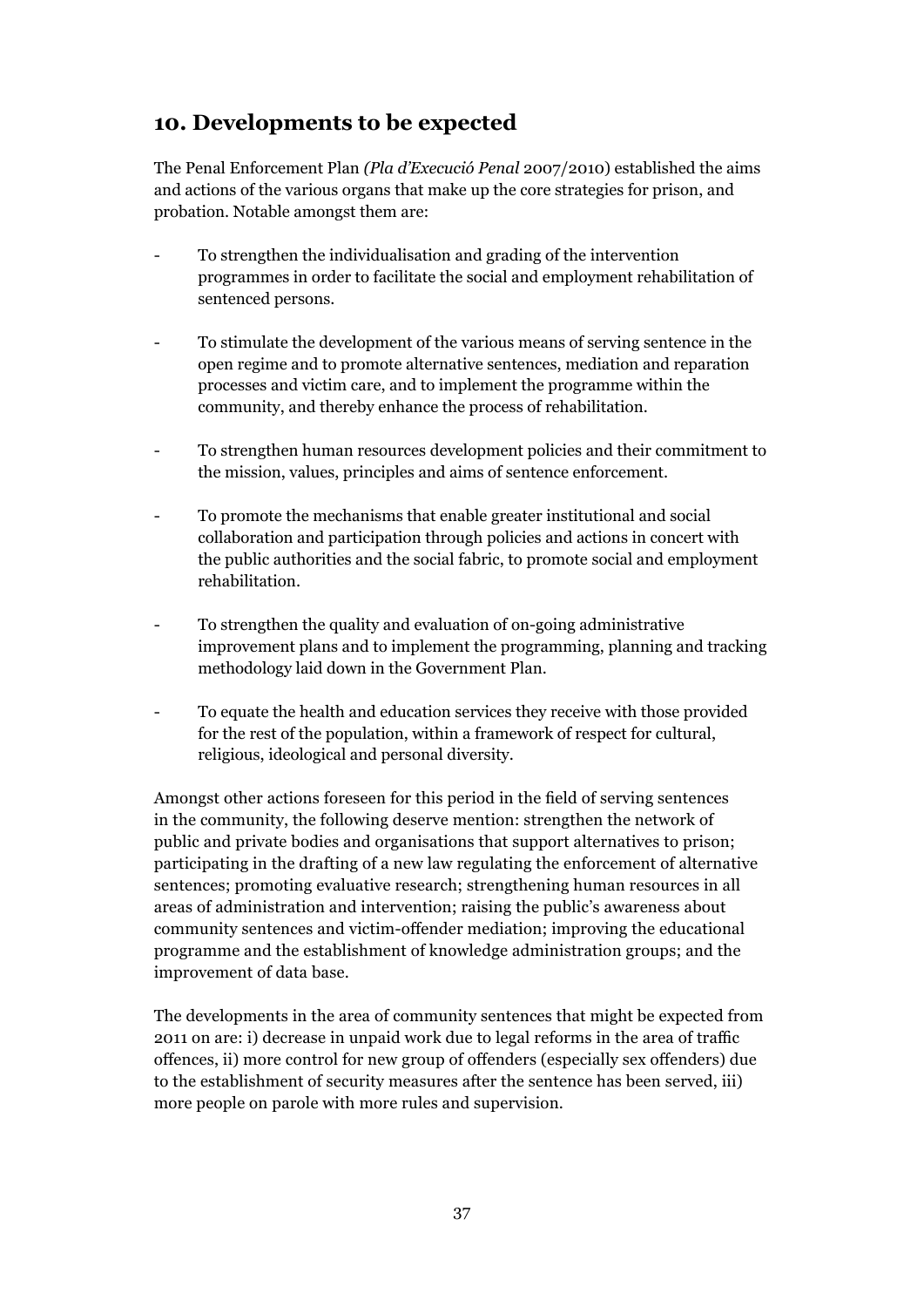## 10. Developments to be expected

The Penal Enforcement Plan *(Pla d'Execució Penal* 2007/2010) established the aims and actions of the various organs that make up the core strategies for prison, and probation. Notable amongst them are:

- To strengthen the individualisation and grading of the intervention programmes in order to facilitate the social and employment rehabilitation of sentenced persons.

- To stimulate the development of the various means of serving sentence in the open regime and to promote alternative sentences, mediation and reparation processes and victim care, and to implement the programme within the community, and thereby enhance the process of rehabilitation.

- To strengthen human resources development policies and their commitment to the mission, values, principles and aims of sentence enforcement.

- To promote the mechanisms that enable greater institutional and social collaboration and participation through policies and actions in concert with the public authorities and the social fabric, to promote social and employment rehabilitation.

- To strengthen the quality and evaluation of on-going administrative improvement plans and to implement the programming, planning and tracking methodology laid down in the Government Plan.

- To equate the health and education services they receive with those provided for the rest of the population, within a framework of respect for cultural, religious, ideological and personal diversity.

Amongst other actions foreseen for this period in the field of serving sentences in the community, the following deserve mention: strengthen the network of public and private bodies and organisations that support alternatives to prison; participating in the drafting of a new law regulating the enforcement of alternative sentences; promoting evaluative research; strengthening human resources in all areas of administration and intervention; raising the public's awareness about community sentences and victim-offender mediation; improving the educational programme and the establishment of knowledge administration groups; and the improvement of data base.

The developments in the area of community sentences that might be expected from 2011 on are: i) decrease in unpaid work due to legal reforms in the area of traffic offences, ii) more control for new group of offenders (especially sex offenders) due to the establishment of security measures after the sentence has been served, iii) more people on parole with more rules and supervision.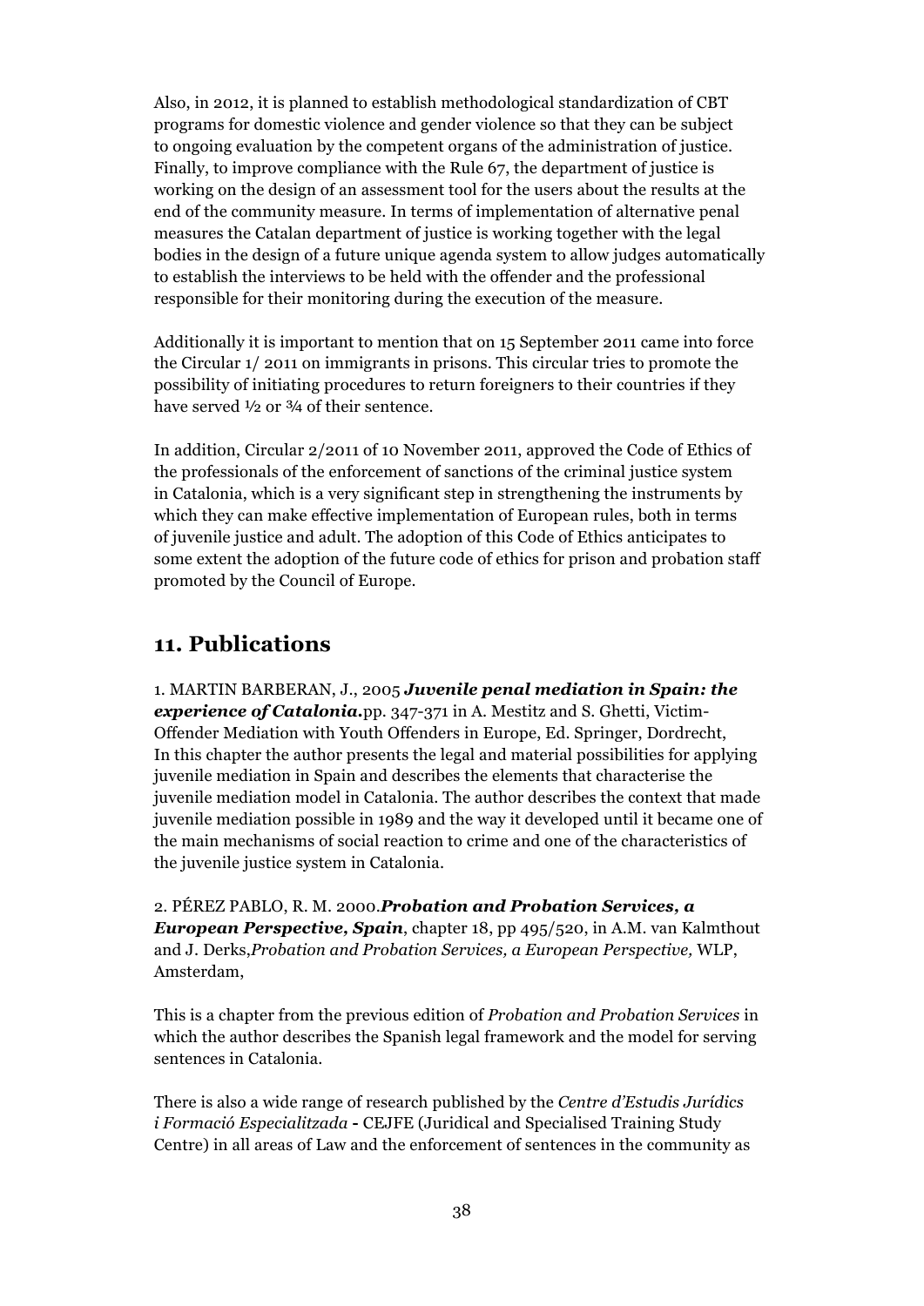Also, in 2012, it is planned to establish methodological standardization of CBT programs for domestic violence and gender violence so that they can be subject to ongoing evaluation by the competent organs of the administration of justice. Finally, to improve compliance with the Rule 67, the department of justice is working on the design of an assessment tool for the users about the results at the end of the community measure. In terms of implementation of alternative penal measures the Catalan department of justice is working together with the legal bodies in the design of a future unique agenda system to allow judges automatically to establish the interviews to be held with the offender and the professional responsible for their monitoring during the execution of the measure.

Additionally it is important to mention that on 15 September 2011 came into force the Circular 1/ 2011 on immigrants in prisons. This circular tries to promote the possibility of initiating procedures to return foreigners to their countries if they have served ½ or ¾ of their sentence.

In addition, Circular 2/2011 of 10 November 2011, approved the Code of Ethics of the professionals of the enforcement of sanctions of the criminal justice system in Catalonia, which is a very significant step in strengthening the instruments by which they can make effective implementation of European rules, both in terms of juvenile justice and adult. The adoption of this Code of Ethics anticipates to some extent the adoption of the future code of ethics for prison and probation staff promoted by the Council of Europe.

## 11. Publications

1. MARTIN BARBERAN, J., 2005 ***Juvenile penal mediation in Spain: the experience of Catalonia.***pp. 347-371 in A. Mestitz and S. Ghetti, Victim-Offender Mediation with Youth Offenders in Europe, Ed. Springer, Dordrecht,
In this chapter the author presents the legal and material possibilities for applying juvenile mediation in Spain and describes the elements that characterise the juvenile mediation model in Catalonia. The author describes the context that made juvenile mediation possible in 1989 and the way it developed until it became one of the main mechanisms of social reaction to crime and one of the characteristics of the juvenile justice system in Catalonia.

2. PÉREZ PABLO, R. M. 2000.***Probation and Probation Services, a European Perspective, Spain***, chapter 18, pp 495/520, in A.M. van Kalmthout and J. Derks,*Probation and Probation Services, a European Perspective,* WLP, Amsterdam,

This is a chapter from the previous edition of *Probation and Probation Services* in which the author describes the Spanish legal framework and the model for serving sentences in Catalonia.

There is also a wide range of research published by the *Centre d'Estudis Jurídics i Formació Especialitzada* - CEJFE (Juridical and Specialised Training Study Centre) in all areas of Law and the enforcement of sentences in the community as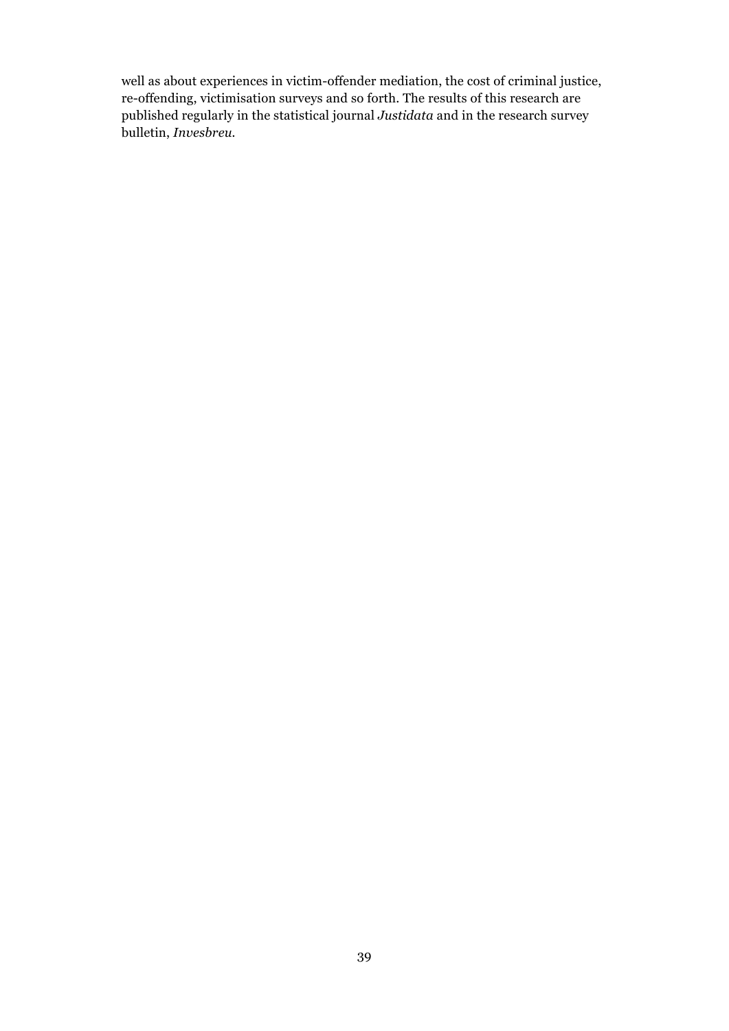well as about experiences in victim-offender mediation, the cost of criminal justice, re-offending, victimisation surveys and so forth. The results of this research are published regularly in the statistical journal *Justidata* and in the research survey bulletin, *Invesbreu.*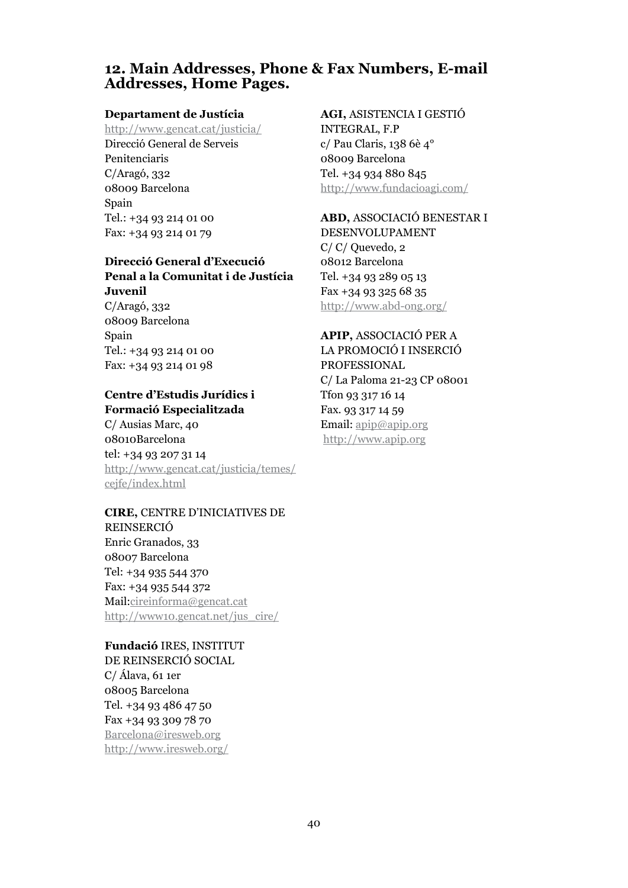## 12. Main Addresses, Phone & Fax Numbers, E-mail Addresses, Home Pages.

**Departament de Justícia**
http://www.gencat.cat/justicia/
Direcció General de Serveis Penitenciaris
C/Aragó, 332
08009 Barcelona
Spain
Tel.: +34 93 214 01 00
Fax: +34 93 214 01 79

**Direcció General d'Execució Penal a la Comunitat i de Justícia Juvenil**
C/Aragó, 332
08009 Barcelona
Spain
Tel.: +34 93 214 01 00
Fax: +34 93 214 01 98

**Centre d'Estudis Jurídics i Formació Especialitzada**
C/ Ausias Marc, 40
08010Barcelona
tel: +34 93 207 31 14
http://www.gencat.cat/justicia/temes/cejfe/index.html

**CIRE,** CENTRE D'INICIATIVES DE REINSERCIÓ
Enric Granados, 33
08007 Barcelona
Tel: +34 935 544 370
Fax: +34 935 544 372
Mail:cireinforma@gencat.cat
http://www10.gencat.net/jus_cire/

**Fundació** IRES, INSTITUT DE REINSERCIÓ SOCIAL
C/ Álava, 61 1er
08005 Barcelona
Tel. +34 93 486 47 50
Fax +34 93 309 78 70
Barcelona@iresweb.org
http://www.iresweb.org/

**AGI,** ASISTENCIA I GESTIÓ INTEGRAL, F.P
c/ Pau Claris, 138 6è 4º
08009 Barcelona
Tel. +34 934 880 845
http://www.fundacioagi.com/

**ABD,** ASSOCIACIÓ BENESTAR I DESENVOLUPAMENT
C/ C/ Quevedo, 2
08012 Barcelona
Tel. +34 93 289 05 13
Fax +34 93 325 68 35
http://www.abd-ong.org/

**APIP,** ASSOCIACIÓ PER A LA PROMOCIÓ I INSERCIÓ PROFESSIONAL
C/ La Paloma 21-23 CP 08001
Tfon 93 317 16 14
Fax. 93 317 14 59
Email: apip@apip.org
http://www.apip.org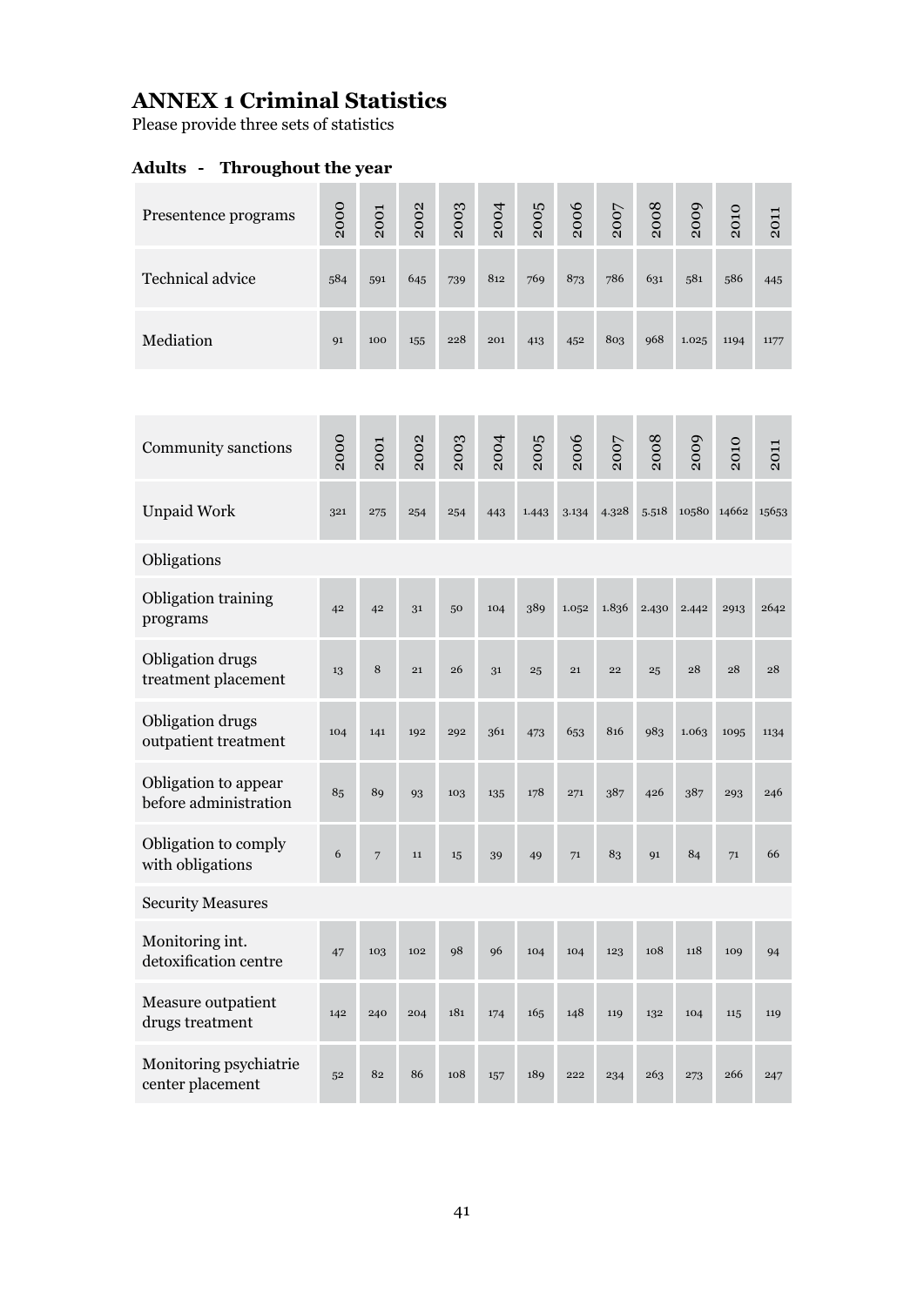# ANNEX 1 Criminal Statistics

Please provide three sets of statistics

### Adults - Throughout the year

| Presentence programs | 2000 | 2001 | 2002 | 2003 | 2004 | 2005 | 2006 | 2007 | 2008 | 2009 | 2010 | 2011 |
|---|---|---|---|---|---|---|---|---|---|---|---|---|
| Technical advice | 584 | 591 | 645 | 739 | 812 | 769 | 873 | 786 | 631 | 581 | 586 | 445 |
| Mediation | 91 | 100 | 155 | 228 | 201 | 413 | 452 | 803 | 968 | 1.025 | 1194 | 1177 |

| Community sanctions | 2000 | 2001 | 2002 | 2003 | 2004 | 2005 | 2006 | 2007 | 2008 | 2009 | 2010 | 2011 |
|---|---|---|---|---|---|---|---|---|---|---|---|---|
| Unpaid Work | 321 | 275 | 254 | 254 | 443 | 1.443 | 3.134 | 4.328 | 5.518 | 10580 | 14662 | 15653 |
| Obligations | | | | | | | | | | | | |
| Obligation training programs | 42 | 42 | 31 | 50 | 104 | 389 | 1.052 | 1.836 | 2.430 | 2.442 | 2913 | 2642 |
| Obligation drugs treatment placement | 13 | 8 | 21 | 26 | 31 | 25 | 21 | 22 | 25 | 28 | 28 | 28 |
| Obligation drugs outpatient treatment | 104 | 141 | 192 | 292 | 361 | 473 | 653 | 816 | 983 | 1.063 | 1095 | 1134 |
| Obligation to appear before administration | 85 | 89 | 93 | 103 | 135 | 178 | 271 | 387 | 426 | 387 | 293 | 246 |
| Obligation to comply with obligations | 6 | 7 | 11 | 15 | 39 | 49 | 71 | 83 | 91 | 84 | 71 | 66 |
| Security Measures | | | | | | | | | | | | |
| Monitoring int. detoxification centre | 47 | 103 | 102 | 98 | 96 | 104 | 104 | 123 | 108 | 118 | 109 | 94 |
| Measure outpatient drugs treatment | 142 | 240 | 204 | 181 | 174 | 165 | 148 | 119 | 132 | 104 | 115 | 119 |
| Monitoring psychiatrie center placement | 52 | 82 | 86 | 108 | 157 | 189 | 222 | 234 | 263 | 273 | 266 | 247 |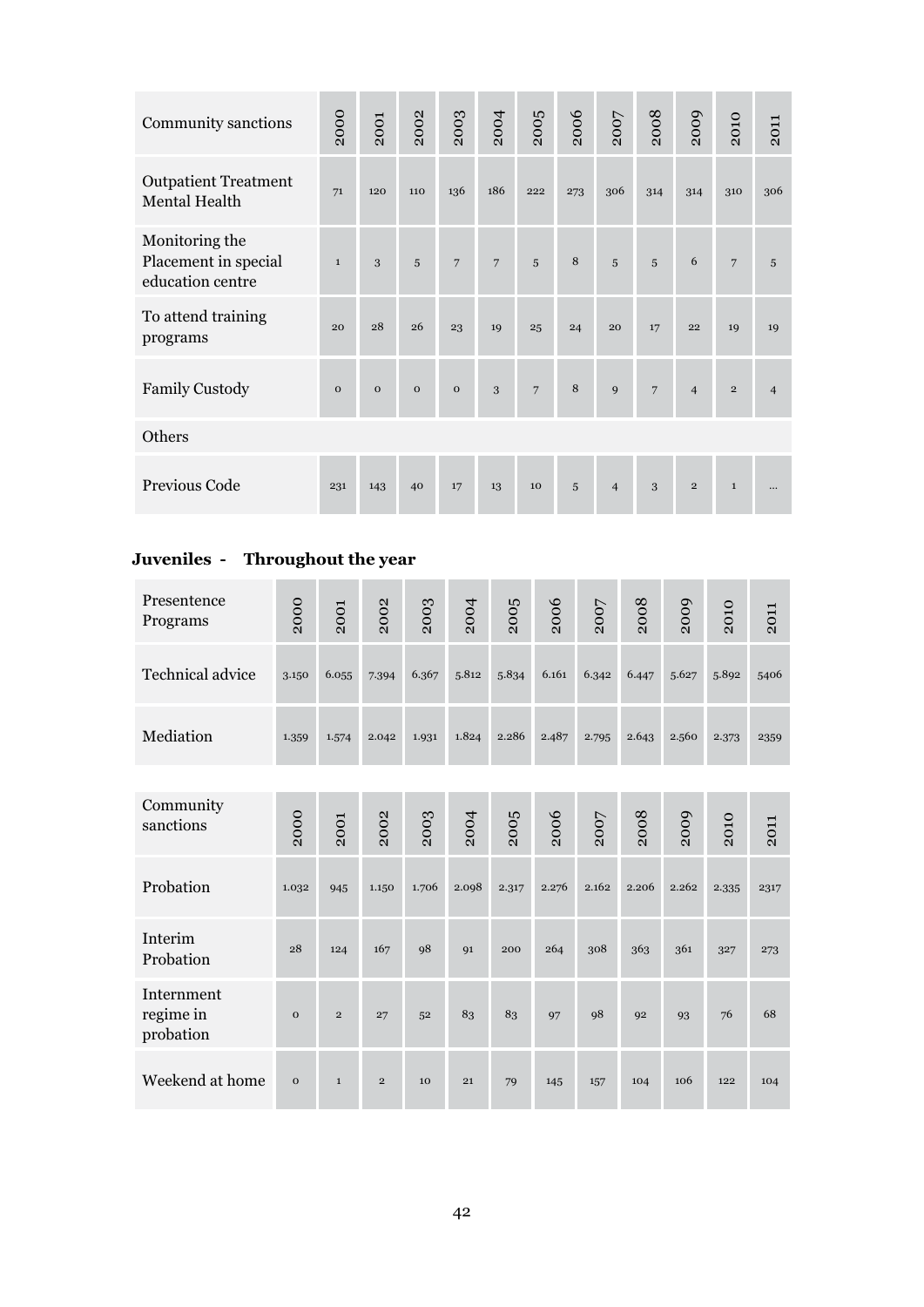| Community sanctions | 2000 | 2001 | 2002 | 2003 | 2004 | 2005 | 2006 | 2007 | 2008 | 2009 | 2010 | 2011 |
|---|---|---|---|---|---|---|---|---|---|---|---|---|
| Outpatient Treatment Mental Health | 71 | 120 | 110 | 136 | 186 | 222 | 273 | 306 | 314 | 314 | 310 | 306 |
| Monitoring the Placement in special education centre | 1 | 3 | 5 | 7 | 7 | 5 | 8 | 5 | 5 | 6 | 7 | 5 |
| To attend training programs | 20 | 28 | 26 | 23 | 19 | 25 | 24 | 20 | 17 | 22 | 19 | 19 |
| Family Custody | 0 | 0 | 0 | 0 | 3 | 7 | 8 | 9 | 7 | 4 | 2 | 4 |
| Others | | | | | | | | | | | | |
| Previous Code | 231 | 143 | 40 | 17 | 13 | 10 | 5 | 4 | 3 | 2 | 1 | ... |

**Juveniles - Throughout the year**

| Presentence Programs | 2000 | 2001 | 2002 | 2003 | 2004 | 2005 | 2006 | 2007 | 2008 | 2009 | 2010 | 2011 |
|---|---|---|---|---|---|---|---|---|---|---|---|---|
| Technical advice | 3.150 | 6.055 | 7.394 | 6.367 | 5.812 | 5.834 | 6.161 | 6.342 | 6.447 | 5.627 | 5.892 | 5406 |
| Mediation | 1.359 | 1.574 | 2.042 | 1.931 | 1.824 | 2.286 | 2.487 | 2.795 | 2.643 | 2.560 | 2.373 | 2359 |

| Community sanctions | 2000 | 2001 | 2002 | 2003 | 2004 | 2005 | 2006 | 2007 | 2008 | 2009 | 2010 | 2011 |
|---|---|---|---|---|---|---|---|---|---|---|---|---|
| Probation | 1.032 | 945 | 1.150 | 1.706 | 2.098 | 2.317 | 2.276 | 2.162 | 2.206 | 2.262 | 2.335 | 2317 |
| Interim Probation | 28 | 124 | 167 | 98 | 91 | 200 | 264 | 308 | 363 | 361 | 327 | 273 |
| Internment regime in probation | 0 | 2 | 27 | 52 | 83 | 83 | 97 | 98 | 92 | 93 | 76 | 68 |
| Weekend at home | 0 | 1 | 2 | 10 | 21 | 79 | 145 | 157 | 104 | 106 | 122 | 104 |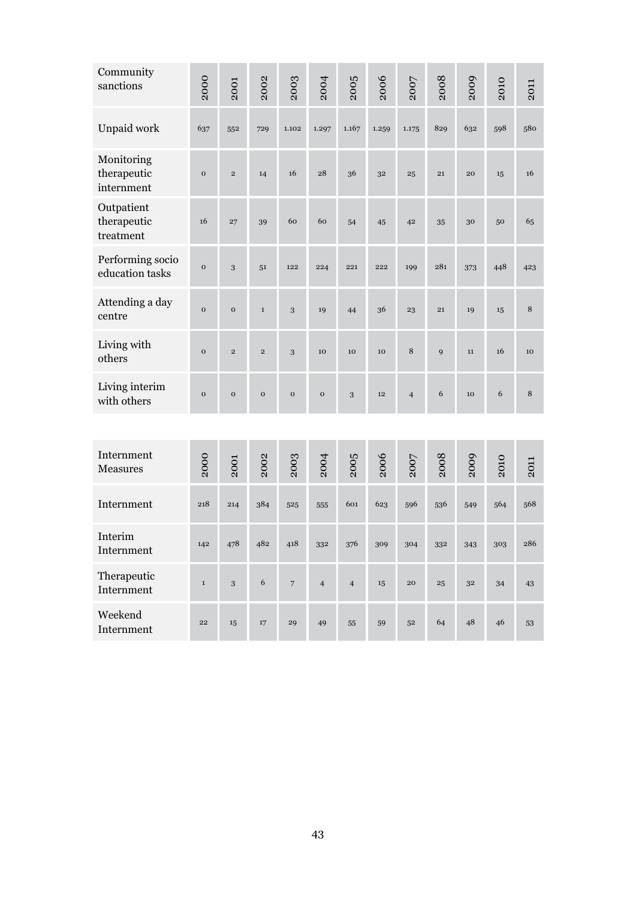| Community sanctions | 2000 | 2001 | 2002 | 2003 | 2004 | 2005 | 2006 | 2007 | 2008 | 2009 | 2010 | 2011 |
|---|---|---|---|---|---|---|---|---|---|---|---|---|
| Unpaid work | 637 | 552 | 729 | 1.102 | 1.297 | 1.167 | 1.259 | 1.175 | 829 | 632 | 598 | 580 |
| Monitoring therapeutic internment | 0 | 2 | 14 | 16 | 28 | 36 | 32 | 25 | 21 | 20 | 15 | 16 |
| Outpatient therapeutic treatment | 16 | 27 | 39 | 60 | 60 | 54 | 45 | 42 | 35 | 30 | 50 | 65 |
| Performing socio education tasks | 0 | 3 | 51 | 122 | 224 | 221 | 222 | 199 | 281 | 373 | 448 | 423 |
| Attending a day centre | 0 | 0 | 1 | 3 | 19 | 44 | 36 | 23 | 21 | 19 | 15 | 8 |
| Living with others | 0 | 2 | 2 | 3 | 10 | 10 | 10 | 8 | 9 | 11 | 16 | 10 |
| Living interim with others | 0 | 0 | 0 | 0 | 0 | 3 | 12 | 4 | 6 | 10 | 6 | 8 |

| Internment Measures | 2000 | 2001 | 2002 | 2003 | 2004 | 2005 | 2006 | 2007 | 2008 | 2009 | 2010 | 2011 |
|---|---|---|---|---|---|---|---|---|---|---|---|---|
| Internment | 218 | 214 | 384 | 525 | 555 | 601 | 623 | 596 | 536 | 549 | 564 | 568 |
| Interim Internment | 142 | 478 | 482 | 418 | 332 | 376 | 309 | 304 | 332 | 343 | 303 | 286 |
| Therapeutic Internment | 1 | 3 | 6 | 7 | 4 | 4 | 15 | 20 | 25 | 32 | 34 | 43 |
| Weekend Internment | 22 | 15 | 17 | 29 | 49 | 55 | 59 | 52 | 64 | 48 | 46 | 53 |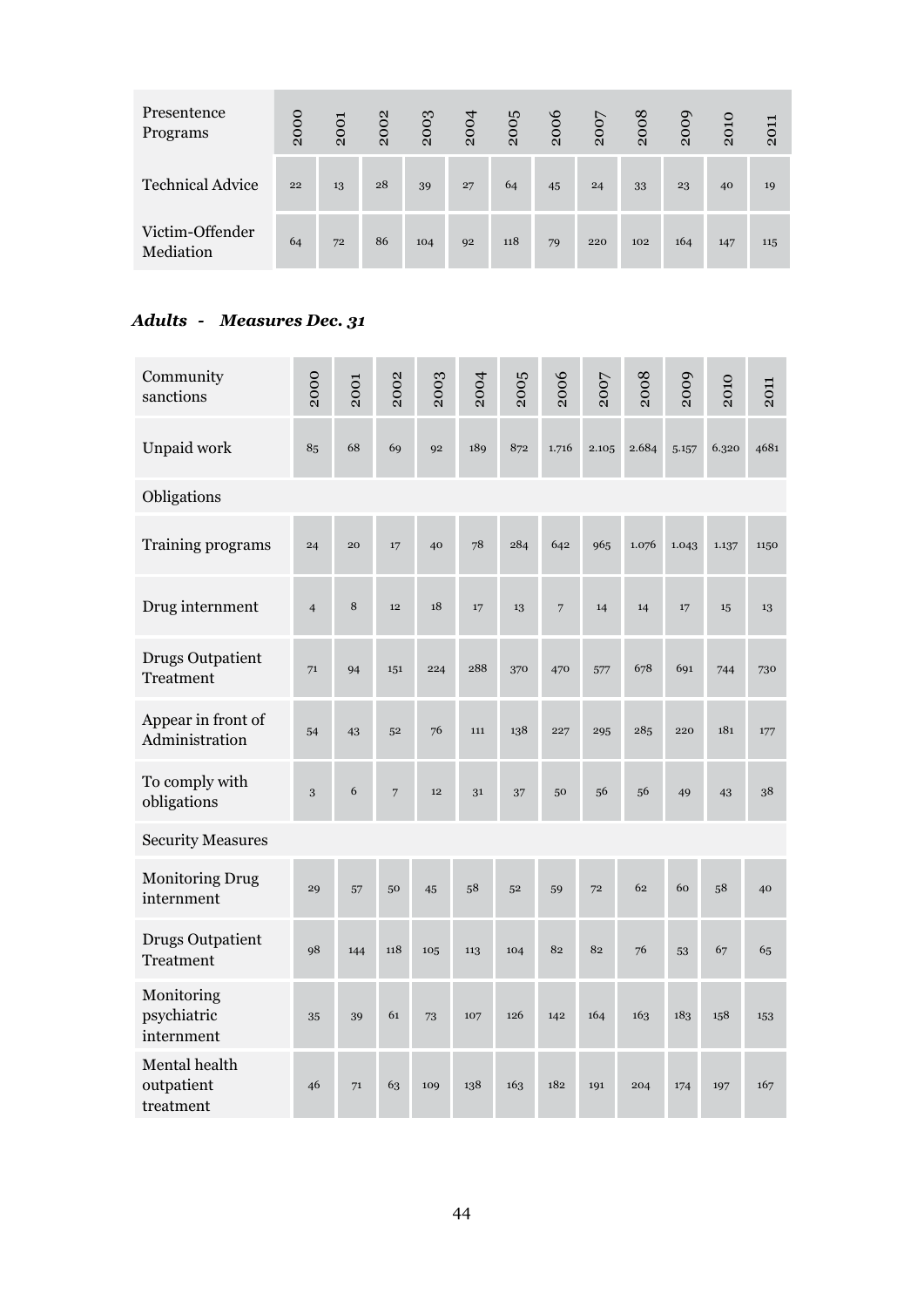| Presentence Programs | 2000 | 2001 | 2002 | 2003 | 2004 | 2005 | 2006 | 2007 | 2008 | 2009 | 2010 | 2011 |
|---|---|---|---|---|---|---|---|---|---|---|---|---|
| Technical Advice | 22 | 13 | 28 | 39 | 27 | 64 | 45 | 24 | 33 | 23 | 40 | 19 |
| Victim-Offender Mediation | 64 | 72 | 86 | 104 | 92 | 118 | 79 | 220 | 102 | 164 | 147 | 115 |

### *Adults - Measures Dec. 31*

| Community sanctions | 2000 | 2001 | 2002 | 2003 | 2004 | 2005 | 2006 | 2007 | 2008 | 2009 | 2010 | 2011 |
|---|---|---|---|---|---|---|---|---|---|---|---|---|
| Unpaid work | 85 | 68 | 69 | 92 | 189 | 872 | 1.716 | 2.105 | 2.684 | 5.157 | 6.320 | 4681 |
| Obligations | | | | | | | | | | | | |
| Training programs | 24 | 20 | 17 | 40 | 78 | 284 | 642 | 965 | 1.076 | 1.043 | 1.137 | 1150 |
| Drug internment | 4 | 8 | 12 | 18 | 17 | 13 | 7 | 14 | 14 | 17 | 15 | 13 |
| Drugs Outpatient Treatment | 71 | 94 | 151 | 224 | 288 | 370 | 470 | 577 | 678 | 691 | 744 | 730 |
| Appear in front of Administration | 54 | 43 | 52 | 76 | 111 | 138 | 227 | 295 | 285 | 220 | 181 | 177 |
| To comply with obligations | 3 | 6 | 7 | 12 | 31 | 37 | 50 | 56 | 56 | 49 | 43 | 38 |
| Security Measures | | | | | | | | | | | | |
| Monitoring Drug internment | 29 | 57 | 50 | 45 | 58 | 52 | 59 | 72 | 62 | 60 | 58 | 40 |
| Drugs Outpatient Treatment | 98 | 144 | 118 | 105 | 113 | 104 | 82 | 82 | 76 | 53 | 67 | 65 |
| Monitoring psychiatric internment | 35 | 39 | 61 | 73 | 107 | 126 | 142 | 164 | 163 | 183 | 158 | 153 |
| Mental health outpatient treatment | 46 | 71 | 63 | 109 | 138 | 163 | 182 | 191 | 204 | 174 | 197 | 167 |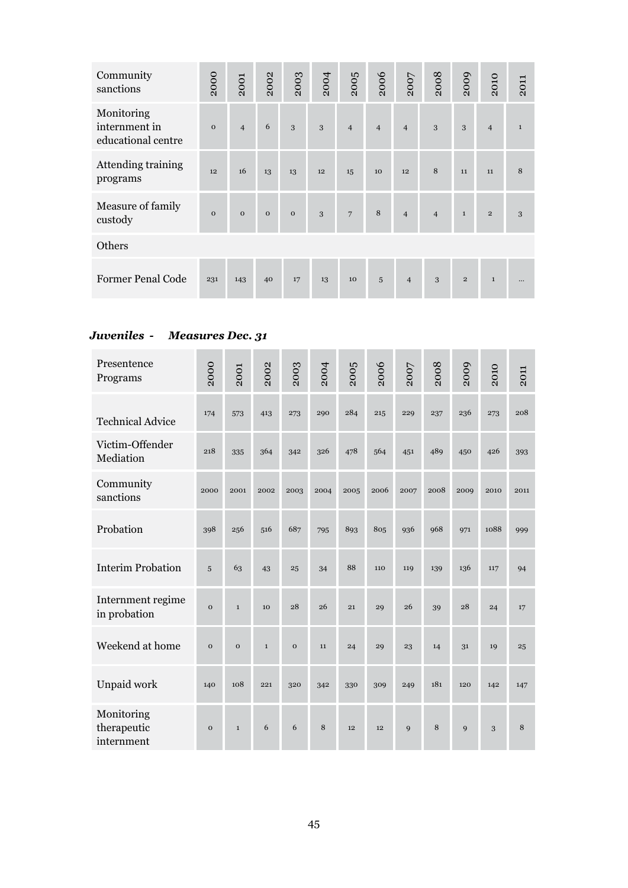| Community sanctions | 2000 | 2001 | 2002 | 2003 | 2004 | 2005 | 2006 | 2007 | 2008 | 2009 | 2010 | 2011 |
|---|---|---|---|---|---|---|---|---|---|---|---|---|
| Monitoring internment in educational centre | 0 | 4 | 6 | 3 | 3 | 4 | 4 | 4 | 3 | 3 | 4 | 1 |
| Attending training programs | 12 | 16 | 13 | 13 | 12 | 15 | 10 | 12 | 8 | 11 | 11 | 8 |
| Measure of family custody | 0 | 0 | 0 | 0 | 3 | 7 | 8 | 4 | 4 | 1 | 2 | 3 |
| Others | | | | | | | | | | | | |
| Former Penal Code | 231 | 143 | 40 | 17 | 13 | 10 | 5 | 4 | 3 | 2 | 1 | ... |

### *Juveniles - Measures Dec. 31*

| Presentence Programs | 2000 | 2001 | 2002 | 2003 | 2004 | 2005 | 2006 | 2007 | 2008 | 2009 | 2010 | 2011 |
|---|---|---|---|---|---|---|---|---|---|---|---|---|
| Technical Advice | 174 | 573 | 413 | 273 | 290 | 284 | 215 | 229 | 237 | 236 | 273 | 208 |
| Victim-Offender Mediation | 218 | 335 | 364 | 342 | 326 | 478 | 564 | 451 | 489 | 450 | 426 | 393 |
| Community sanctions | 2000 | 2001 | 2002 | 2003 | 2004 | 2005 | 2006 | 2007 | 2008 | 2009 | 2010 | 2011 |
| Probation | 398 | 256 | 516 | 687 | 795 | 893 | 805 | 936 | 968 | 971 | 1088 | 999 |
| Interim Probation | 5 | 63 | 43 | 25 | 34 | 88 | 110 | 119 | 139 | 136 | 117 | 94 |
| Internment regime in probation | 0 | 1 | 10 | 28 | 26 | 21 | 29 | 26 | 39 | 28 | 24 | 17 |
| Weekend at home | 0 | 0 | 1 | 0 | 11 | 24 | 29 | 23 | 14 | 31 | 19 | 25 |
| Unpaid work | 140 | 108 | 221 | 320 | 342 | 330 | 309 | 249 | 181 | 120 | 142 | 147 |
| Monitoring therapeutic internment | 0 | 1 | 6 | 6 | 8 | 12 | 12 | 9 | 8 | 9 | 3 | 8 |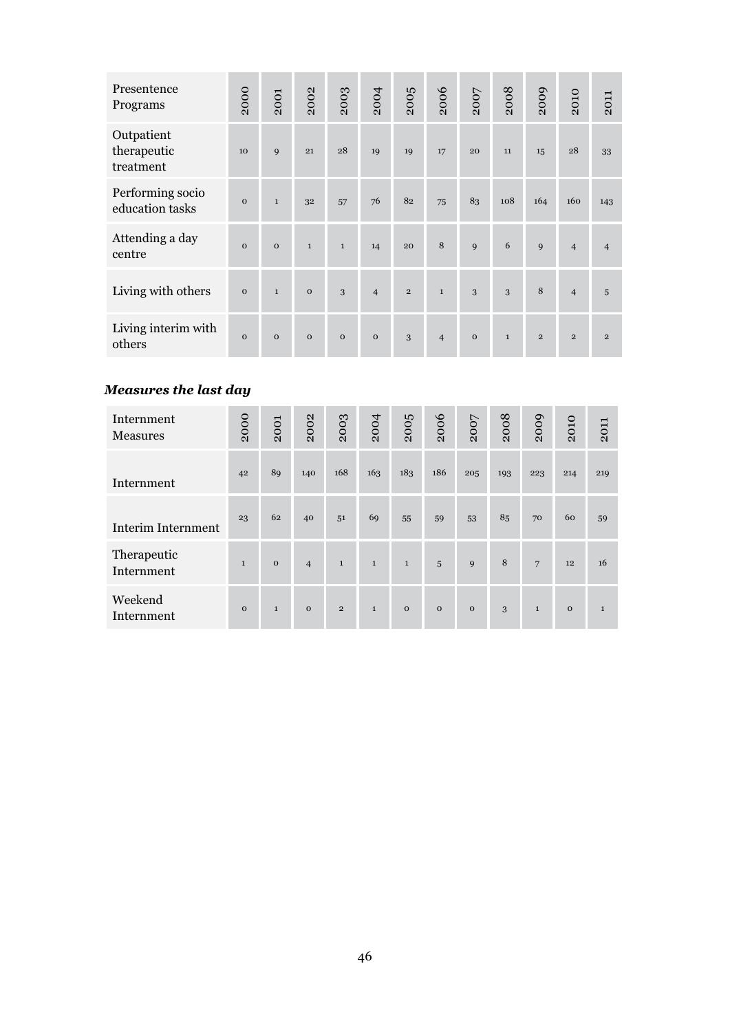| Presentence Programs | 2000 | 2001 | 2002 | 2003 | 2004 | 2005 | 2006 | 2007 | 2008 | 2009 | 2010 | 2011 |
|---|---|---|---|---|---|---|---|---|---|---|---|---|
| Outpatient therapeutic treatment | 10 | 9 | 21 | 28 | 19 | 19 | 17 | 20 | 11 | 15 | 28 | 33 |
| Performing socio education tasks | 0 | 1 | 32 | 57 | 76 | 82 | 75 | 83 | 108 | 164 | 160 | 143 |
| Attending a day centre | 0 | 0 | 1 | 1 | 14 | 20 | 8 | 9 | 6 | 9 | 4 | 4 |
| Living with others | 0 | 1 | 0 | 3 | 4 | 2 | 1 | 3 | 3 | 8 | 4 | 5 |
| Living interim with others | 0 | 0 | 0 | 0 | 0 | 3 | 4 | 0 | 1 | 2 | 2 | 2 |

### *Measures the last day*

| Internment Measures | 2000 | 2001 | 2002 | 2003 | 2004 | 2005 | 2006 | 2007 | 2008 | 2009 | 2010 | 2011 |
|---|---|---|---|---|---|---|---|---|---|---|---|---|
| Internment | 42 | 89 | 140 | 168 | 163 | 183 | 186 | 205 | 193 | 223 | 214 | 219 |
| Interim Internment | 23 | 62 | 40 | 51 | 69 | 55 | 59 | 53 | 85 | 70 | 60 | 59 |
| Therapeutic Internment | 1 | 0 | 4 | 1 | 1 | 1 | 5 | 9 | 8 | 7 | 12 | 16 |
| Weekend Internment | 0 | 1 | 0 | 2 | 1 | 0 | 0 | 0 | 3 | 1 | 0 | 1 |